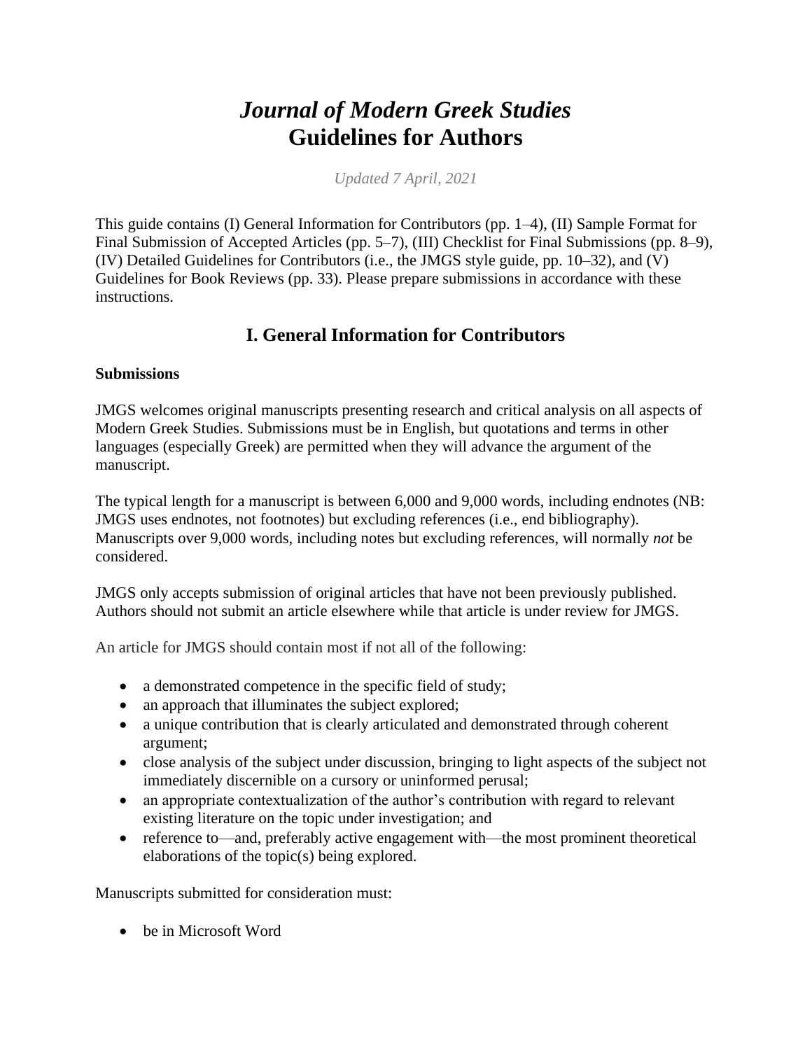# *Journal of Modern Greek Studies*
# Guidelines for Authors

*Updated 7 April, 2021*

This guide contains (I) General Information for Contributors (pp. 1–4), (II) Sample Format for Final Submission of Accepted Articles (pp. 5–7), (III) Checklist for Final Submissions (pp. 8–9), (IV) Detailed Guidelines for Contributors (i.e., the JMGS style guide, pp. 10–32), and (V) Guidelines for Book Reviews (pp. 33). Please prepare submissions in accordance with these instructions.

## I. General Information for Contributors

**Submissions**

JMGS welcomes original manuscripts presenting research and critical analysis on all aspects of Modern Greek Studies. Submissions must be in English, but quotations and terms in other languages (especially Greek) are permitted when they will advance the argument of the manuscript.

The typical length for a manuscript is between 6,000 and 9,000 words, including endnotes (NB: JMGS uses endnotes, not footnotes) but excluding references (i.e., end bibliography). Manuscripts over 9,000 words, including notes but excluding references, will normally *not* be considered.

JMGS only accepts submission of original articles that have not been previously published. Authors should not submit an article elsewhere while that article is under review for JMGS.

An article for JMGS should contain most if not all of the following:

- a demonstrated competence in the specific field of study;
- an approach that illuminates the subject explored;
- a unique contribution that is clearly articulated and demonstrated through coherent argument;
- close analysis of the subject under discussion, bringing to light aspects of the subject not immediately discernible on a cursory or uninformed perusal;
- an appropriate contextualization of the author's contribution with regard to relevant existing literature on the topic under investigation; and
- reference to—and, preferably active engagement with—the most prominent theoretical elaborations of the topic(s) being explored.

Manuscripts submitted for consideration must:

- be in Microsoft Word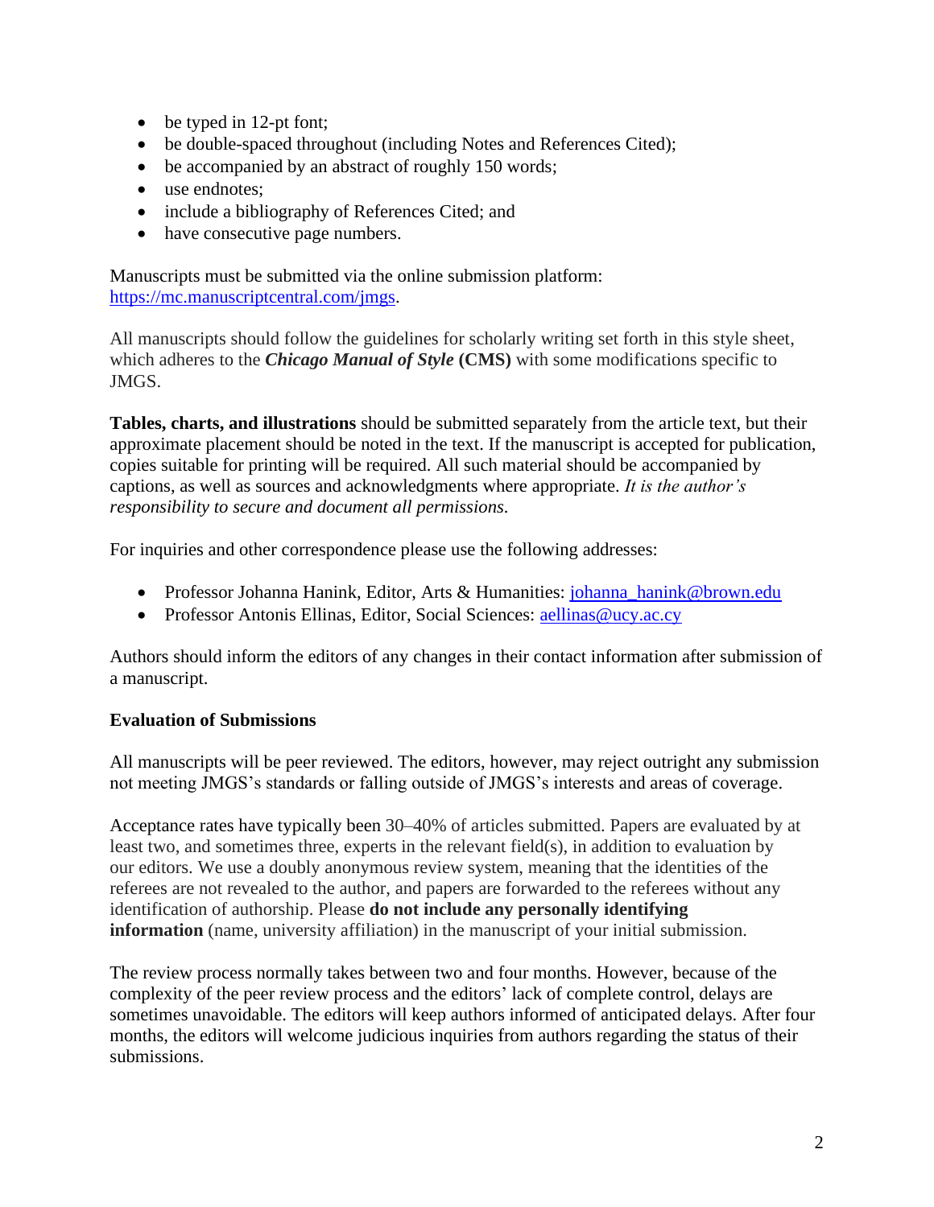- be typed in 12-pt font;
- be double-spaced throughout (including Notes and References Cited);
- be accompanied by an abstract of roughly 150 words;
- use endnotes;
- include a bibliography of References Cited; and
- have consecutive page numbers.

Manuscripts must be submitted via the online submission platform: https://mc.manuscriptcentral.com/jmgs.

All manuscripts should follow the guidelines for scholarly writing set forth in this style sheet, which adheres to the ***Chicago Manual of Style*** **(CMS)** with some modifications specific to JMGS.

**Tables, charts, and illustrations** should be submitted separately from the article text, but their approximate placement should be noted in the text. If the manuscript is accepted for publication, copies suitable for printing will be required. All such material should be accompanied by captions, as well as sources and acknowledgments where appropriate. *It is the author's responsibility to secure and document all permissions.*

For inquiries and other correspondence please use the following addresses:

- Professor Johanna Hanink, Editor, Arts & Humanities: johanna_hanink@brown.edu
- Professor Antonis Ellinas, Editor, Social Sciences: aellinas@ucy.ac.cy

Authors should inform the editors of any changes in their contact information after submission of a manuscript.

**Evaluation of Submissions**

All manuscripts will be peer reviewed. The editors, however, may reject outright any submission not meeting JMGS's standards or falling outside of JMGS's interests and areas of coverage.

Acceptance rates have typically been 30–40% of articles submitted. Papers are evaluated by at least two, and sometimes three, experts in the relevant field(s), in addition to evaluation by our editors. We use a doubly anonymous review system, meaning that the identities of the referees are not revealed to the author, and papers are forwarded to the referees without any identification of authorship. Please **do not include any personally identifying information** (name, university affiliation) in the manuscript of your initial submission.

The review process normally takes between two and four months. However, because of the complexity of the peer review process and the editors' lack of complete control, delays are sometimes unavoidable. The editors will keep authors informed of anticipated delays. After four months, the editors will welcome judicious inquiries from authors regarding the status of their submissions.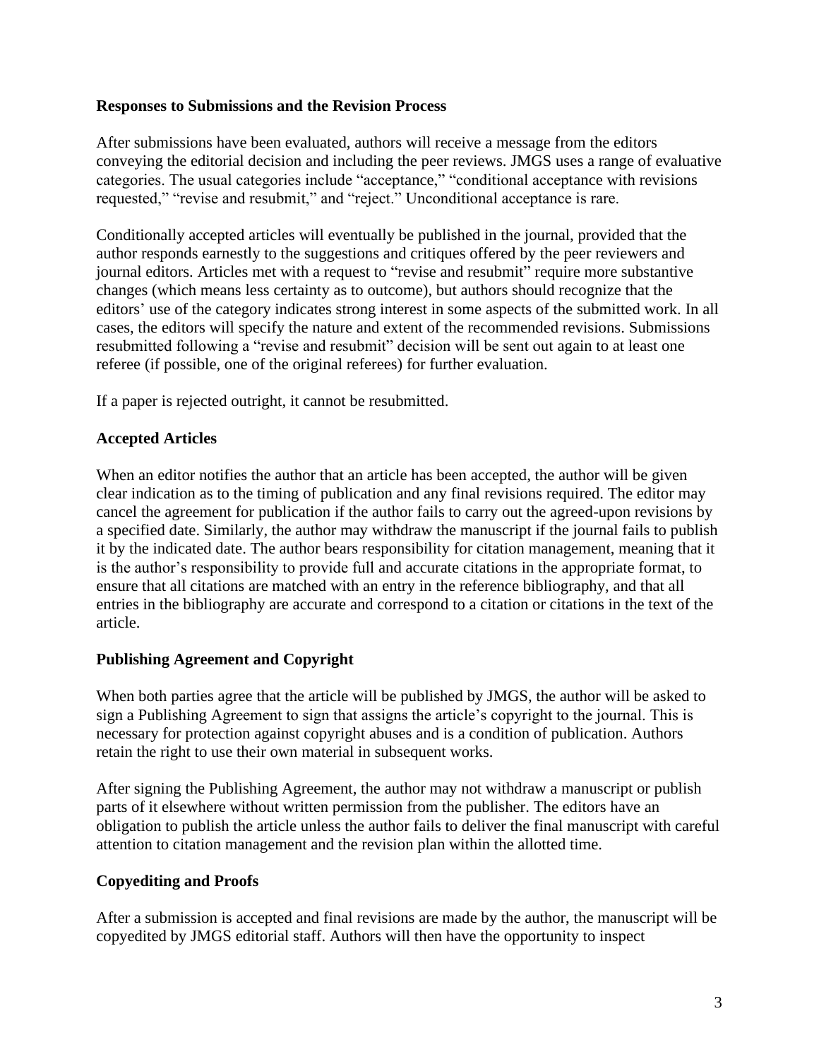### Responses to Submissions and the Revision Process

After submissions have been evaluated, authors will receive a message from the editors conveying the editorial decision and including the peer reviews. JMGS uses a range of evaluative categories. The usual categories include "acceptance," "conditional acceptance with revisions requested," "revise and resubmit," and "reject." Unconditional acceptance is rare.

Conditionally accepted articles will eventually be published in the journal, provided that the author responds earnestly to the suggestions and critiques offered by the peer reviewers and journal editors. Articles met with a request to "revise and resubmit" require more substantive changes (which means less certainty as to outcome), but authors should recognize that the editors' use of the category indicates strong interest in some aspects of the submitted work. In all cases, the editors will specify the nature and extent of the recommended revisions. Submissions resubmitted following a "revise and resubmit" decision will be sent out again to at least one referee (if possible, one of the original referees) for further evaluation.

If a paper is rejected outright, it cannot be resubmitted.

### Accepted Articles

When an editor notifies the author that an article has been accepted, the author will be given clear indication as to the timing of publication and any final revisions required. The editor may cancel the agreement for publication if the author fails to carry out the agreed-upon revisions by a specified date. Similarly, the author may withdraw the manuscript if the journal fails to publish it by the indicated date. The author bears responsibility for citation management, meaning that it is the author's responsibility to provide full and accurate citations in the appropriate format, to ensure that all citations are matched with an entry in the reference bibliography, and that all entries in the bibliography are accurate and correspond to a citation or citations in the text of the article.

### Publishing Agreement and Copyright

When both parties agree that the article will be published by JMGS, the author will be asked to sign a Publishing Agreement to sign that assigns the article's copyright to the journal. This is necessary for protection against copyright abuses and is a condition of publication. Authors retain the right to use their own material in subsequent works.

After signing the Publishing Agreement, the author may not withdraw a manuscript or publish parts of it elsewhere without written permission from the publisher. The editors have an obligation to publish the article unless the author fails to deliver the final manuscript with careful attention to citation management and the revision plan within the allotted time.

### Copyediting and Proofs

After a submission is accepted and final revisions are made by the author, the manuscript will be copyedited by JMGS editorial staff. Authors will then have the opportunity to inspect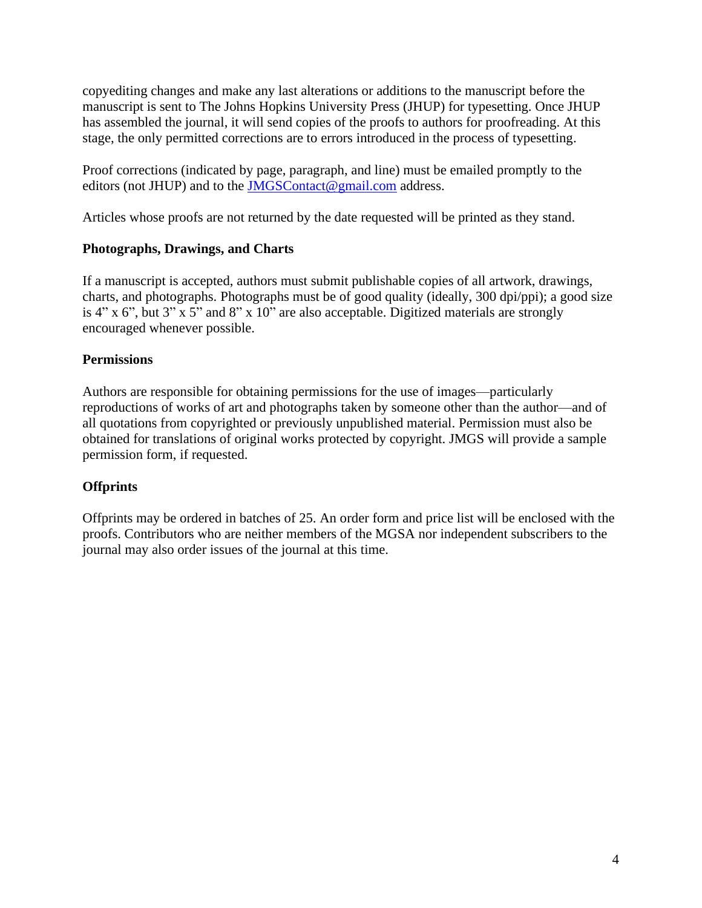copyediting changes and make any last alterations or additions to the manuscript before the manuscript is sent to The Johns Hopkins University Press (JHUP) for typesetting. Once JHUP has assembled the journal, it will send copies of the proofs to authors for proofreading. At this stage, the only permitted corrections are to errors introduced in the process of typesetting.

Proof corrections (indicated by page, paragraph, and line) must be emailed promptly to the editors (not JHUP) and to the JMGSContact@gmail.com address.

Articles whose proofs are not returned by the date requested will be printed as they stand.

**Photographs, Drawings, and Charts**

If a manuscript is accepted, authors must submit publishable copies of all artwork, drawings, charts, and photographs. Photographs must be of good quality (ideally, 300 dpi/ppi); a good size is 4" x 6", but 3" x 5" and 8" x 10" are also acceptable. Digitized materials are strongly encouraged whenever possible.

**Permissions**

Authors are responsible for obtaining permissions for the use of images—particularly reproductions of works of art and photographs taken by someone other than the author—and of all quotations from copyrighted or previously unpublished material. Permission must also be obtained for translations of original works protected by copyright. JMGS will provide a sample permission form, if requested.

**Offprints**

Offprints may be ordered in batches of 25. An order form and price list will be enclosed with the proofs. Contributors who are neither members of the MGSA nor independent subscribers to the journal may also order issues of the journal at this time.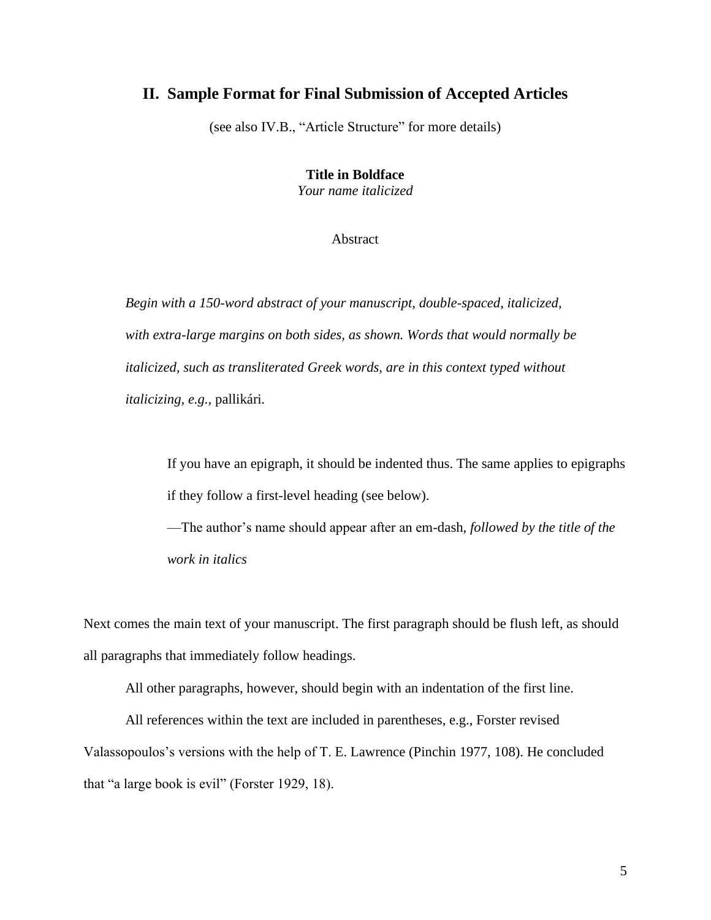## II. Sample Format for Final Submission of Accepted Articles

(see also IV.B., "Article Structure" for more details)

**Title in Boldface**
*Your name italicized*

Abstract

*Begin with a 150-word abstract of your manuscript, double-spaced, italicized, with extra-large margins on both sides, as shown. Words that would normally be italicized, such as transliterated Greek words, are in this context typed without italicizing, e.g.,* pallikári.

> If you have an epigraph, it should be indented thus. The same applies to epigraphs if they follow a first-level heading (see below).
>
> —The author's name should appear after an em-dash, *followed by the title of the work in italics*

Next comes the main text of your manuscript. The first paragraph should be flush left, as should all paragraphs that immediately follow headings.

All other paragraphs, however, should begin with an indentation of the first line.

All references within the text are included in parentheses, e.g., Forster revised Valassopoulos's versions with the help of T. E. Lawrence (Pinchin 1977, 108). He concluded that "a large book is evil" (Forster 1929, 18).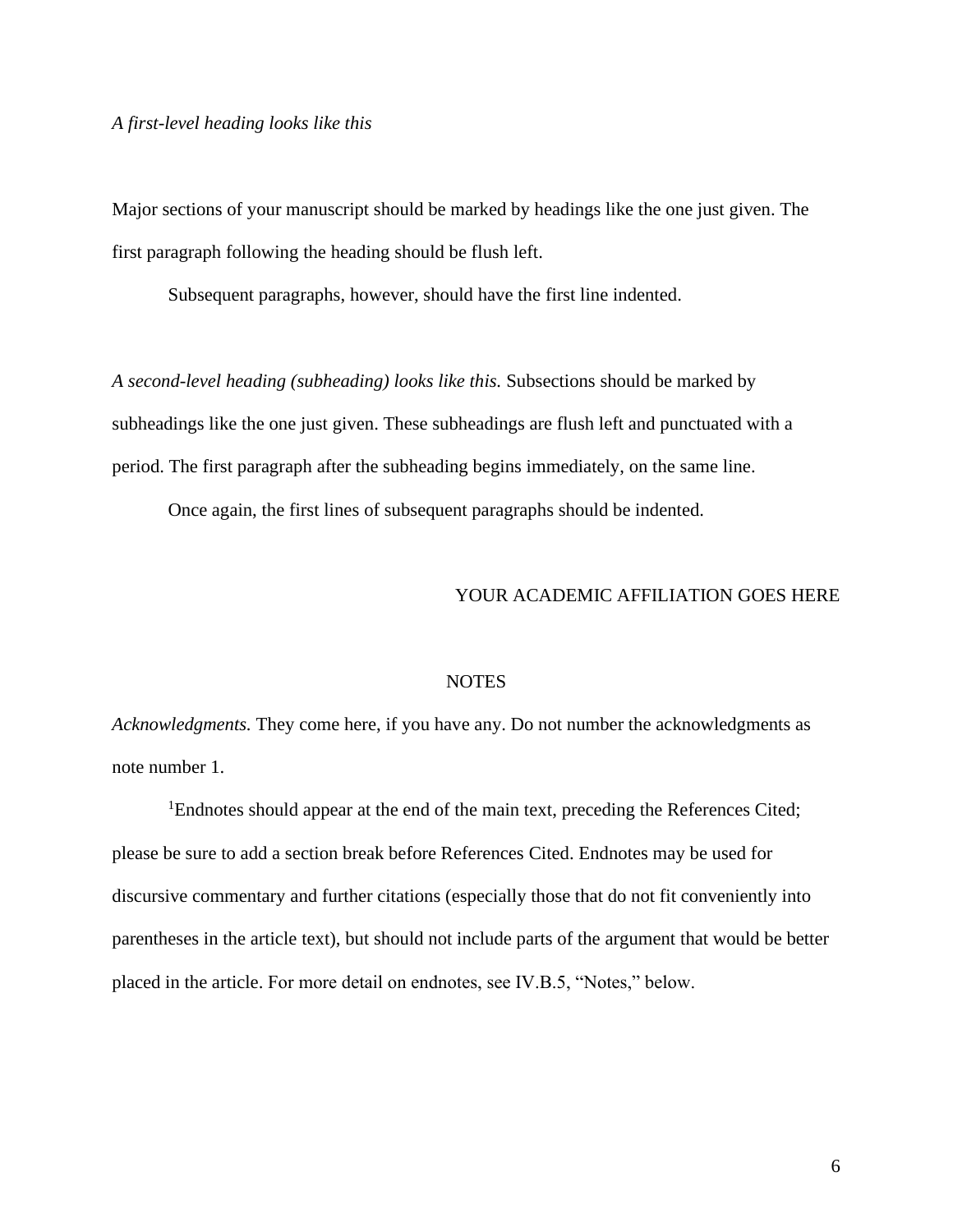*A first-level heading looks like this*

Major sections of your manuscript should be marked by headings like the one just given. The first paragraph following the heading should be flush left.

Subsequent paragraphs, however, should have the first line indented.

*A second-level heading (subheading) looks like this.* Subsections should be marked by subheadings like the one just given. These subheadings are flush left and punctuated with a period. The first paragraph after the subheading begins immediately, on the same line.

Once again, the first lines of subsequent paragraphs should be indented.

YOUR ACADEMIC AFFILIATION GOES HERE

NOTES

*Acknowledgments.* They come here, if you have any. Do not number the acknowledgments as note number 1.

[1]Endnotes should appear at the end of the main text, preceding the References Cited; please be sure to add a section break before References Cited. Endnotes may be used for discursive commentary and further citations (especially those that do not fit conveniently into parentheses in the article text), but should not include parts of the argument that would be better placed in the article. For more detail on endnotes, see IV.B.5, "Notes," below.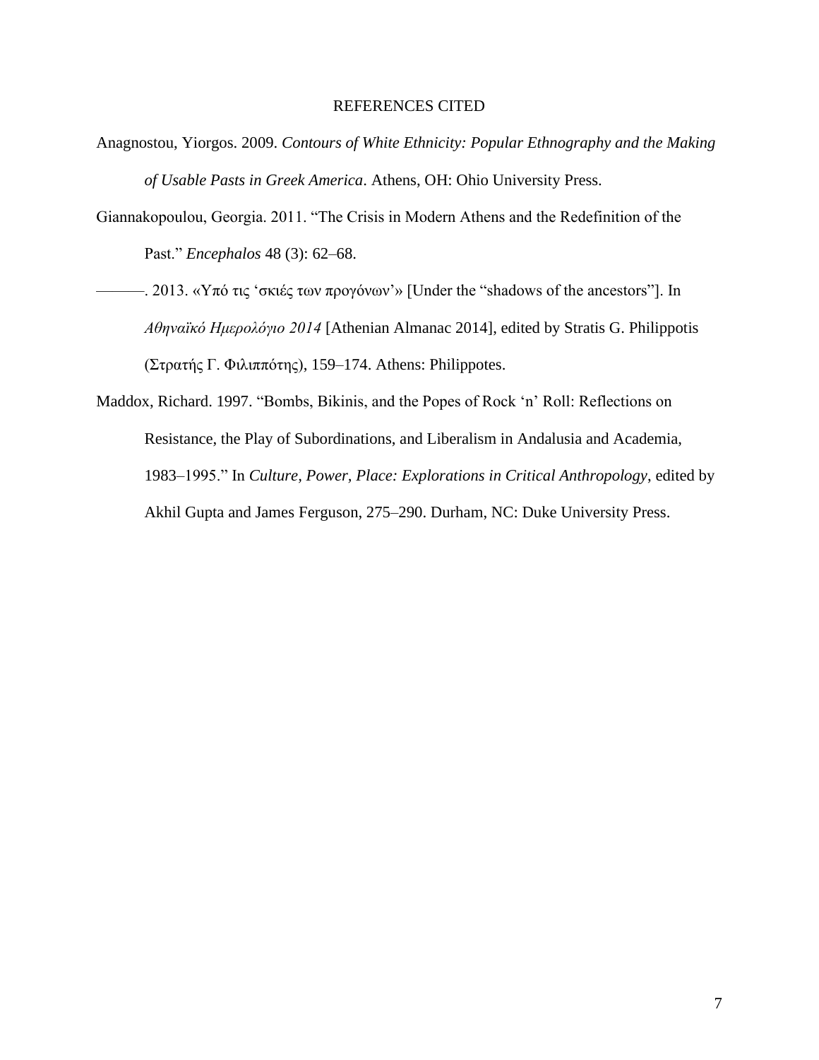# REFERENCES CITED

Anagnostou, Yiorgos. 2009. *Contours of White Ethnicity: Popular Ethnography and the Making of Usable Pasts in Greek America*. Athens, OH: Ohio University Press.

Giannakopoulou, Georgia. 2011. "The Crisis in Modern Athens and the Redefinition of the Past." *Encephalos* 48 (3): 62–68.

———. 2013. «Υπό τις 'σκιές των προγόνων'» [Under the "shadows of the ancestors"]. In *Αθηναϊκό Ημερολόγιο 2014* [Athenian Almanac 2014], edited by Stratis G. Philippotis (Στρατής Γ. Φιλιππότης), 159–174. Athens: Philippotes.

Maddox, Richard. 1997. "Bombs, Bikinis, and the Popes of Rock 'n' Roll: Reflections on Resistance, the Play of Subordinations, and Liberalism in Andalusia and Academia, 1983–1995." In *Culture, Power, Place: Explorations in Critical Anthropology*, edited by Akhil Gupta and James Ferguson, 275–290. Durham, NC: Duke University Press.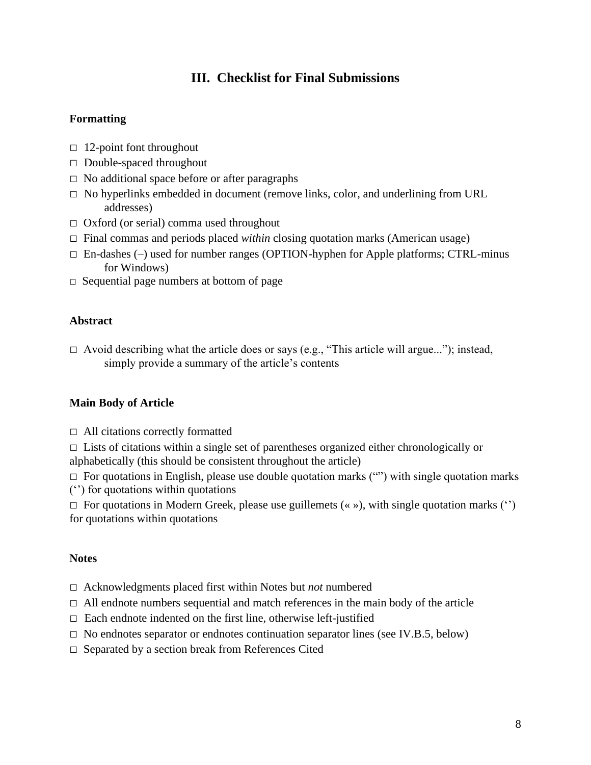## III. Checklist for Final Submissions

### Formatting

□ 12-point font throughout

□ Double-spaced throughout

□ No additional space before or after paragraphs

□ No hyperlinks embedded in document (remove links, color, and underlining from URL addresses)

□ Oxford (or serial) comma used throughout

□ Final commas and periods placed *within* closing quotation marks (American usage)

□ En-dashes (–) used for number ranges (OPTION-hyphen for Apple platforms; CTRL-minus for Windows)

□ Sequential page numbers at bottom of page

### Abstract

□ Avoid describing what the article does or says (e.g., "This article will argue..."); instead, simply provide a summary of the article's contents

### Main Body of Article

□ All citations correctly formatted

□ Lists of citations within a single set of parentheses organized either chronologically or alphabetically (this should be consistent throughout the article)

□ For quotations in English, please use double quotation marks ("") with single quotation marks ('') for quotations within quotations

□ For quotations in Modern Greek, please use guillemets (« »), with single quotation marks ('') for quotations within quotations

### Notes

□ Acknowledgments placed first within Notes but *not* numbered

□ All endnote numbers sequential and match references in the main body of the article

□ Each endnote indented on the first line, otherwise left-justified

□ No endnotes separator or endnotes continuation separator lines (see IV.B.5, below)

□ Separated by a section break from References Cited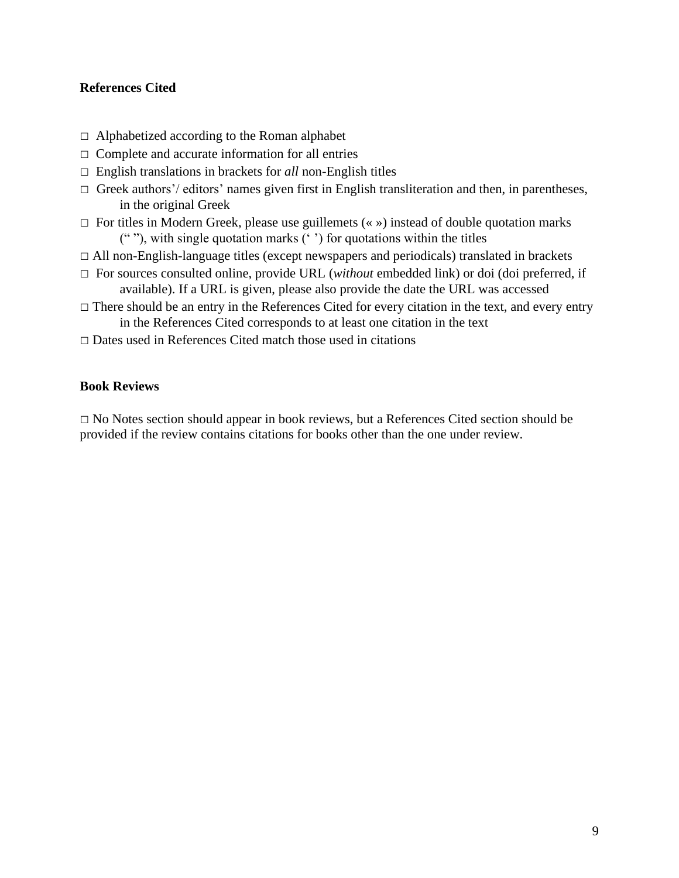**References Cited**

□ Alphabetized according to the Roman alphabet

□ Complete and accurate information for all entries

□ English translations in brackets for *all* non-English titles

□ Greek authors'/ editors' names given first in English transliteration and then, in parentheses, in the original Greek

□ For titles in Modern Greek, please use guillemets (« ») instead of double quotation marks (" "), with single quotation marks (' ') for quotations within the titles

□ All non-English-language titles (except newspapers and periodicals) translated in brackets

□ For sources consulted online, provide URL (*without* embedded link) or doi (doi preferred, if available). If a URL is given, please also provide the date the URL was accessed

□ There should be an entry in the References Cited for every citation in the text, and every entry in the References Cited corresponds to at least one citation in the text

□ Dates used in References Cited match those used in citations

**Book Reviews**

□ No Notes section should appear in book reviews, but a References Cited section should be provided if the review contains citations for books other than the one under review.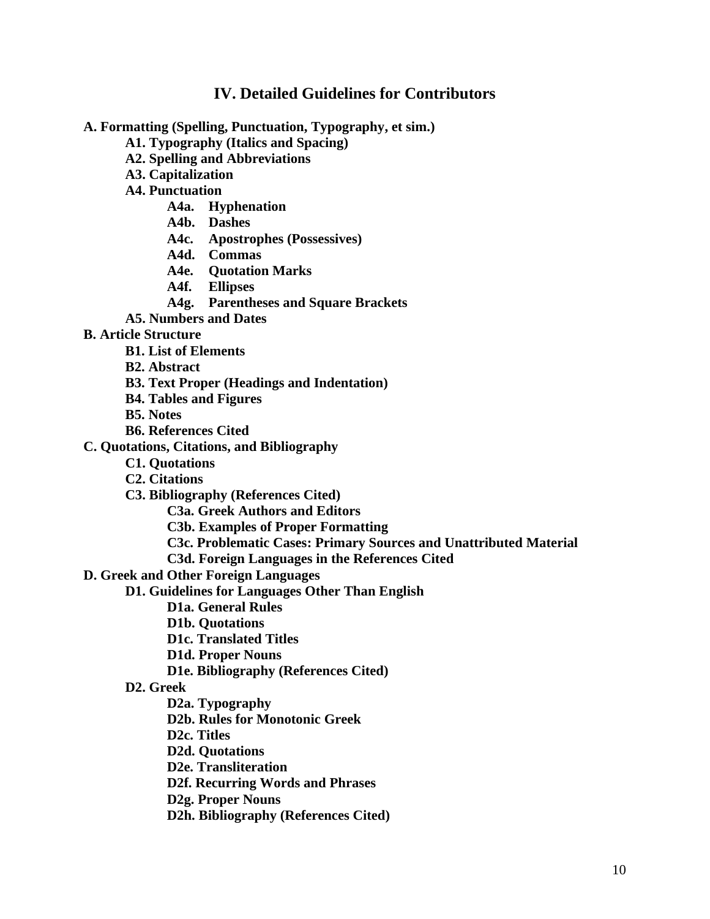# IV. Detailed Guidelines for Contributors

**A. Formatting (Spelling, Punctuation, Typography, et sim.)**

- **A1. Typography (Italics and Spacing)**
- **A2. Spelling and Abbreviations**
- **A3. Capitalization**
- **A4. Punctuation**
  - **A4a. Hyphenation**
  - **A4b. Dashes**
  - **A4c. Apostrophes (Possessives)**
  - **A4d. Commas**
  - **A4e. Quotation Marks**
  - **A4f. Ellipses**
  - **A4g. Parentheses and Square Brackets**
- **A5. Numbers and Dates**

**B. Article Structure**

- **B1. List of Elements**
- **B2. Abstract**
- **B3. Text Proper (Headings and Indentation)**
- **B4. Tables and Figures**
- **B5. Notes**
- **B6. References Cited**

**C. Quotations, Citations, and Bibliography**

- **C1. Quotations**
- **C2. Citations**
- **C3. Bibliography (References Cited)**
  - **C3a. Greek Authors and Editors**
  - **C3b. Examples of Proper Formatting**
  - **C3c. Problematic Cases: Primary Sources and Unattributed Material**
  - **C3d. Foreign Languages in the References Cited**

**D. Greek and Other Foreign Languages**

- **D1. Guidelines for Languages Other Than English**
  - **D1a. General Rules**
  - **D1b. Quotations**
  - **D1c. Translated Titles**
  - **D1d. Proper Nouns**
  - **D1e. Bibliography (References Cited)**
- **D2. Greek**
  - **D2a. Typography**
  - **D2b. Rules for Monotonic Greek**
  - **D2c. Titles**
  - **D2d. Quotations**
  - **D2e. Transliteration**
  - **D2f. Recurring Words and Phrases**
  - **D2g. Proper Nouns**
  - **D2h. Bibliography (References Cited)**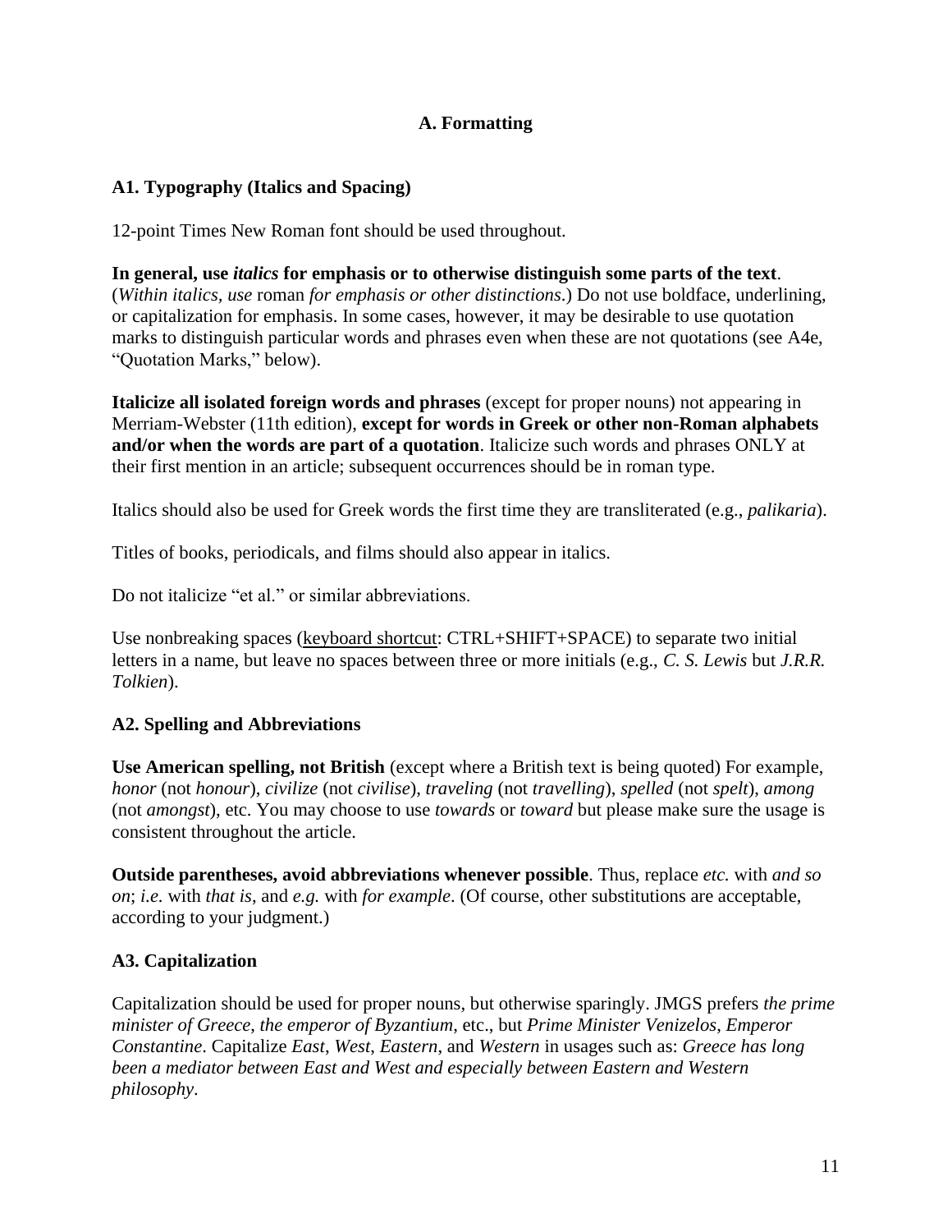## A. Formatting

### A1. Typography (Italics and Spacing)

12-point Times New Roman font should be used throughout.

**In general, use *italics* for emphasis or to otherwise distinguish some parts of the text**. (*Within italics, use* roman *for emphasis or other distinctions*.) Do not use boldface, underlining, or capitalization for emphasis. In some cases, however, it may be desirable to use quotation marks to distinguish particular words and phrases even when these are not quotations (see A4e, "Quotation Marks," below).

**Italicize all isolated foreign words and phrases** (except for proper nouns) not appearing in Merriam-Webster (11th edition), **except for words in Greek or other non-Roman alphabets and/or when the words are part of a quotation**. Italicize such words and phrases ONLY at their first mention in an article; subsequent occurrences should be in roman type.

Italics should also be used for Greek words the first time they are transliterated (e.g., *palikaria*).

Titles of books, periodicals, and films should also appear in italics.

Do not italicize "et al." or similar abbreviations.

Use nonbreaking spaces (keyboard shortcut: CTRL+SHIFT+SPACE) to separate two initial letters in a name, but leave no spaces between three or more initials (e.g., *C. S. Lewis* but *J.R.R. Tolkien*).

### A2. Spelling and Abbreviations

**Use American spelling, not British** (except where a British text is being quoted) For example, *honor* (not *honour*), *civilize* (not *civilise*), *traveling* (not *travelling*), *spelled* (not *spelt*), *among* (not *amongst*), etc. You may choose to use *towards* or *toward* but please make sure the usage is consistent throughout the article.

**Outside parentheses, avoid abbreviations whenever possible**. Thus, replace *etc.* with *and so on*; *i.e.* with *that is*, and *e.g.* with *for example*. (Of course, other substitutions are acceptable, according to your judgment.)

### A3. Capitalization

Capitalization should be used for proper nouns, but otherwise sparingly. JMGS prefers *the prime minister of Greece*, *the emperor of Byzantium*, etc., but *Prime Minister Venizelos*, *Emperor Constantine*. Capitalize *East*, *West*, *Eastern*, and *Western* in usages such as: *Greece has long been a mediator between East and West and especially between Eastern and Western philosophy*.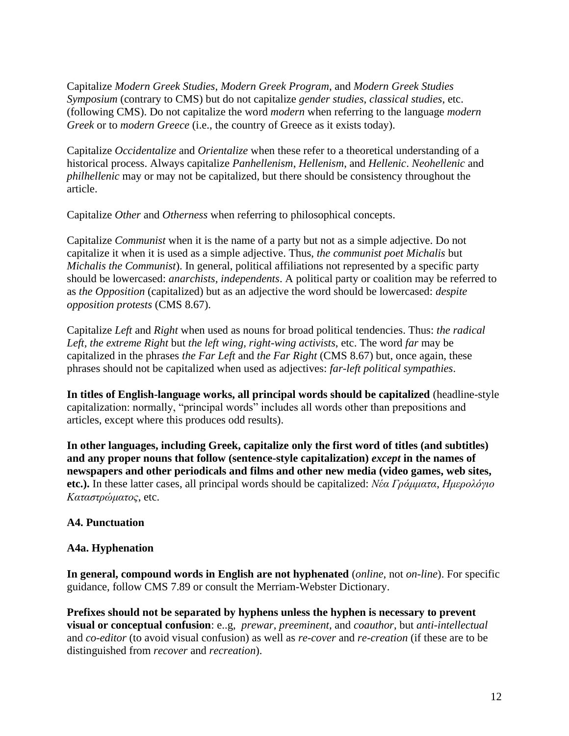Capitalize *Modern Greek Studies*, *Modern Greek Program*, and *Modern Greek Studies Symposium* (contrary to CMS) but do not capitalize *gender studies*, *classical studies*, etc. (following CMS). Do not capitalize the word *modern* when referring to the language *modern Greek* or to *modern Greece* (i.e., the country of Greece as it exists today).

Capitalize *Occidentalize* and *Orientalize* when these refer to a theoretical understanding of a historical process. Always capitalize *Panhellenism*, *Hellenism*, and *Hellenic*. *Neohellenic* and *philhellenic* may or may not be capitalized, but there should be consistency throughout the article.

Capitalize *Other* and *Otherness* when referring to philosophical concepts.

Capitalize *Communist* when it is the name of a party but not as a simple adjective. Do not capitalize it when it is used as a simple adjective. Thus, *the communist poet Michalis* but *Michalis the Communist*). In general, political affiliations not represented by a specific party should be lowercased: *anarchists, independents*. A political party or coalition may be referred to as *the Opposition* (capitalized) but as an adjective the word should be lowercased: *despite opposition protests* (CMS 8.67).

Capitalize *Left* and *Right* when used as nouns for broad political tendencies. Thus: *the radical Left, the extreme Right* but *the left wing, right-wing activists*, etc. The word *far* may be capitalized in the phrases *the Far Left* and *the Far Right* (CMS 8.67) but, once again, these phrases should not be capitalized when used as adjectives: *far-left political sympathies*.

**In titles of English-language works, all principal words should be capitalized** (headline-style capitalization: normally, "principal words" includes all words other than prepositions and articles, except where this produces odd results).

**In other languages, including Greek, capitalize only the first word of titles (and subtitles) and any proper nouns that follow (sentence-style capitalization) *except* in the names of newspapers and other periodicals and films and other new media (video games, web sites, etc.).** In these latter cases, all principal words should be capitalized: *Νέα Γράμματα*, *Ημερολόγιο Καταστρώματος*, etc.

### A4. Punctuation

#### A4a. Hyphenation

**In general, compound words in English are not hyphenated** (*online*, not *on-line*). For specific guidance, follow CMS 7.89 or consult the Merriam-Webster Dictionary.

**Prefixes should not be separated by hyphens unless the hyphen is necessary to prevent visual or conceptual confusion**: e..g, *prewar, preeminent*, and *coauthor*, but *anti-intellectual* and *co-editor* (to avoid visual confusion) as well as *re-cover* and *re-creation* (if these are to be distinguished from *recover* and *recreation*).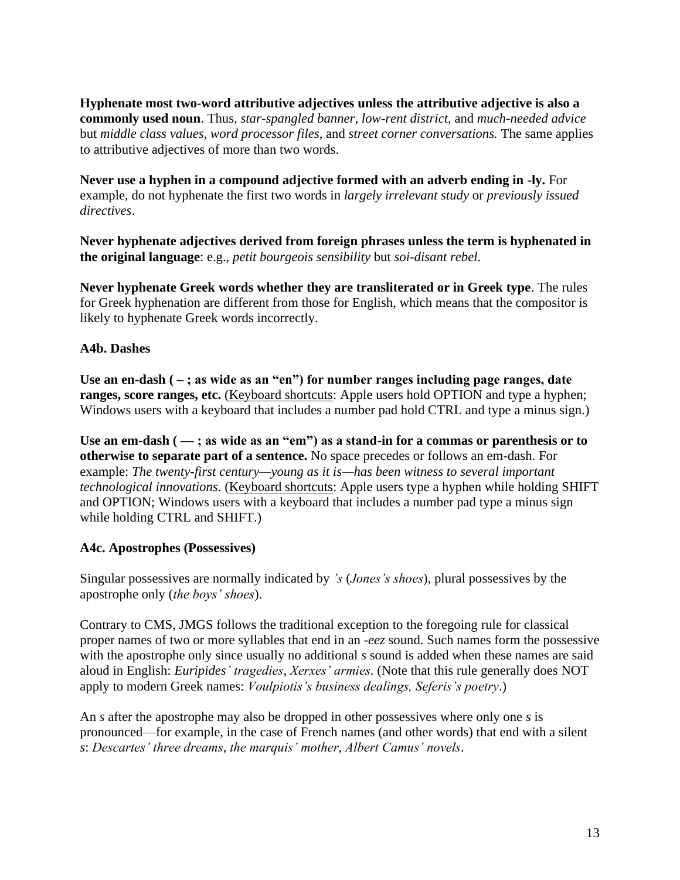**Hyphenate most two-word attributive adjectives unless the attributive adjective is also a commonly used noun**. Thus, *star-spangled banner*, *low-rent district*, and *much-needed advice* but *middle class values*, *word processor files*, and *street corner conversations.* The same applies to attributive adjectives of more than two words.

**Never use a hyphen in a compound adjective formed with an adverb ending in -ly.** For example, do not hyphenate the first two words in *largely irrelevant study* or *previously issued directives*.

**Never hyphenate adjectives derived from foreign phrases unless the term is hyphenated in the original language**: e.g., *petit bourgeois sensibility* but *soi-disant rebel*.

**Never hyphenate Greek words whether they are transliterated or in Greek type**. The rules for Greek hyphenation are different from those for English, which means that the compositor is likely to hyphenate Greek words incorrectly.

### A4b. Dashes

**Use an en-dash ( – ; as wide as an "en") for number ranges including page ranges, date ranges, score ranges, etc.** (<u>Keyboard shortcuts</u>: Apple users hold OPTION and type a hyphen; Windows users with a keyboard that includes a number pad hold CTRL and type a minus sign.)

**Use an em-dash ( — ; as wide as an "em") as a stand-in for a commas or parenthesis or to otherwise to separate part of a sentence.** No space precedes or follows an em-dash. For example: *The twenty-first century—young as it is—has been witness to several important technological innovations.* (<u>Keyboard shortcuts</u>: Apple users type a hyphen while holding SHIFT and OPTION; Windows users with a keyboard that includes a number pad type a minus sign while holding CTRL and SHIFT.)

### A4c. Apostrophes (Possessives)

Singular possessives are normally indicated by *'s* (*Jones's shoes*), plural possessives by the apostrophe only (*the boys' shoes*).

Contrary to CMS, JMGS follows the traditional exception to the foregoing rule for classical proper names of two or more syllables that end in an *-eez* sound. Such names form the possessive with the apostrophe only since usually no additional *s* sound is added when these names are said aloud in English: *Euripides' tragedies*, *Xerxes' armies*. (Note that this rule generally does NOT apply to modern Greek names: *Voulpiotis's business dealings, Seferis's poetry*.)

An *s* after the apostrophe may also be dropped in other possessives where only one *s* is pronounced—for example, in the case of French names (and other words) that end with a silent *s*: *Descartes' three dreams*, *the marquis' mother*, *Albert Camus' novels*.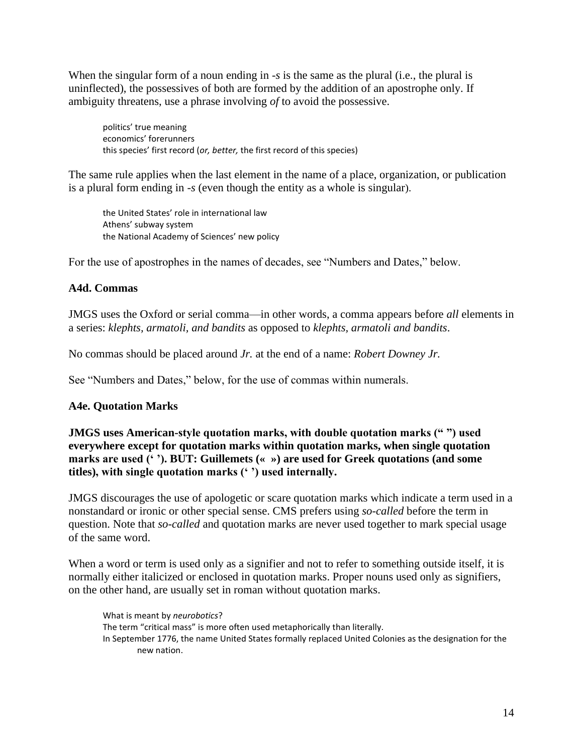When the singular form of a noun ending in *-s* is the same as the plural (i.e., the plural is uninflected), the possessives of both are formed by the addition of an apostrophe only. If ambiguity threatens, use a phrase involving *of* to avoid the possessive.

> politics' true meaning
> economics' forerunners
> this species' first record (*or, better,* the first record of this species)

The same rule applies when the last element in the name of a place, organization, or publication is a plural form ending in *-s* (even though the entity as a whole is singular).

> the United States' role in international law
> Athens' subway system
> the National Academy of Sciences' new policy

For the use of apostrophes in the names of decades, see "Numbers and Dates," below.

### A4d. Commas

JMGS uses the Oxford or serial comma—in other words, a comma appears before *all* elements in a series: *klephts, armatoli, and bandits* as opposed to *klephts, armatoli and bandits*.

No commas should be placed around *Jr.* at the end of a name: *Robert Downey Jr.*

See "Numbers and Dates," below, for the use of commas within numerals.

### A4e. Quotation Marks

**JMGS uses American-style quotation marks, with double quotation marks (" ") used everywhere except for quotation marks within quotation marks, when single quotation marks are used (' '). BUT: Guillemets (« ») are used for Greek quotations (and some titles), with single quotation marks (' ') used internally.**

JMGS discourages the use of apologetic or scare quotation marks which indicate a term used in a nonstandard or ironic or other special sense. CMS prefers using *so-called* before the term in question. Note that *so-called* and quotation marks are never used together to mark special usage of the same word.

When a word or term is used only as a signifier and not to refer to something outside itself, it is normally either italicized or enclosed in quotation marks. Proper nouns used only as signifiers, on the other hand, are usually set in roman without quotation marks.

> What is meant by *neurobotics*?
> The term "critical mass" is more often used metaphorically than literally.
> In September 1776, the name United States formally replaced United Colonies as the designation for the new nation.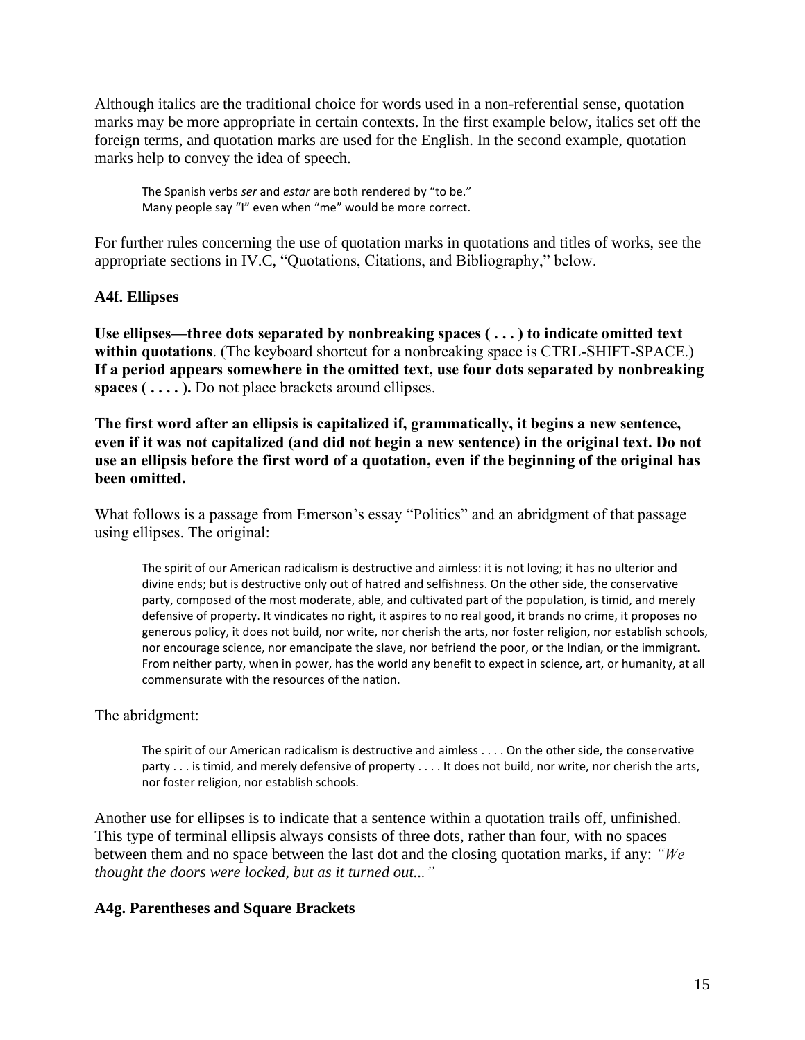Although italics are the traditional choice for words used in a non-referential sense, quotation marks may be more appropriate in certain contexts. In the first example below, italics set off the foreign terms, and quotation marks are used for the English. In the second example, quotation marks help to convey the idea of speech.

> The Spanish verbs *ser* and *estar* are both rendered by "to be."
> Many people say "I" even when "me" would be more correct.

For further rules concerning the use of quotation marks in quotations and titles of works, see the appropriate sections in IV.C, "Quotations, Citations, and Bibliography," below.

### A4f. Ellipses

**Use ellipses—three dots separated by nonbreaking spaces ( . . . ) to indicate omitted text within quotations**. (The keyboard shortcut for a nonbreaking space is CTRL-SHIFT-SPACE.) **If a period appears somewhere in the omitted text, use four dots separated by nonbreaking spaces ( . . . . ).** Do not place brackets around ellipses.

**The first word after an ellipsis is capitalized if, grammatically, it begins a new sentence, even if it was not capitalized (and did not begin a new sentence) in the original text. Do not use an ellipsis before the first word of a quotation, even if the beginning of the original has been omitted.**

What follows is a passage from Emerson's essay "Politics" and an abridgment of that passage using ellipses. The original:

> The spirit of our American radicalism is destructive and aimless: it is not loving; it has no ulterior and divine ends; but is destructive only out of hatred and selfishness. On the other side, the conservative party, composed of the most moderate, able, and cultivated part of the population, is timid, and merely defensive of property. It vindicates no right, it aspires to no real good, it brands no crime, it proposes no generous policy, it does not build, nor write, nor cherish the arts, nor foster religion, nor establish schools, nor encourage science, nor emancipate the slave, nor befriend the poor, or the Indian, or the immigrant. From neither party, when in power, has the world any benefit to expect in science, art, or humanity, at all commensurate with the resources of the nation.

The abridgment:

> The spirit of our American radicalism is destructive and aimless . . . . On the other side, the conservative party . . . is timid, and merely defensive of property . . . . It does not build, nor write, nor cherish the arts, nor foster religion, nor establish schools.

Another use for ellipses is to indicate that a sentence within a quotation trails off, unfinished. This type of terminal ellipsis always consists of three dots, rather than four, with no spaces between them and no space between the last dot and the closing quotation marks, if any: *"We thought the doors were locked, but as it turned out..."*

### A4g. Parentheses and Square Brackets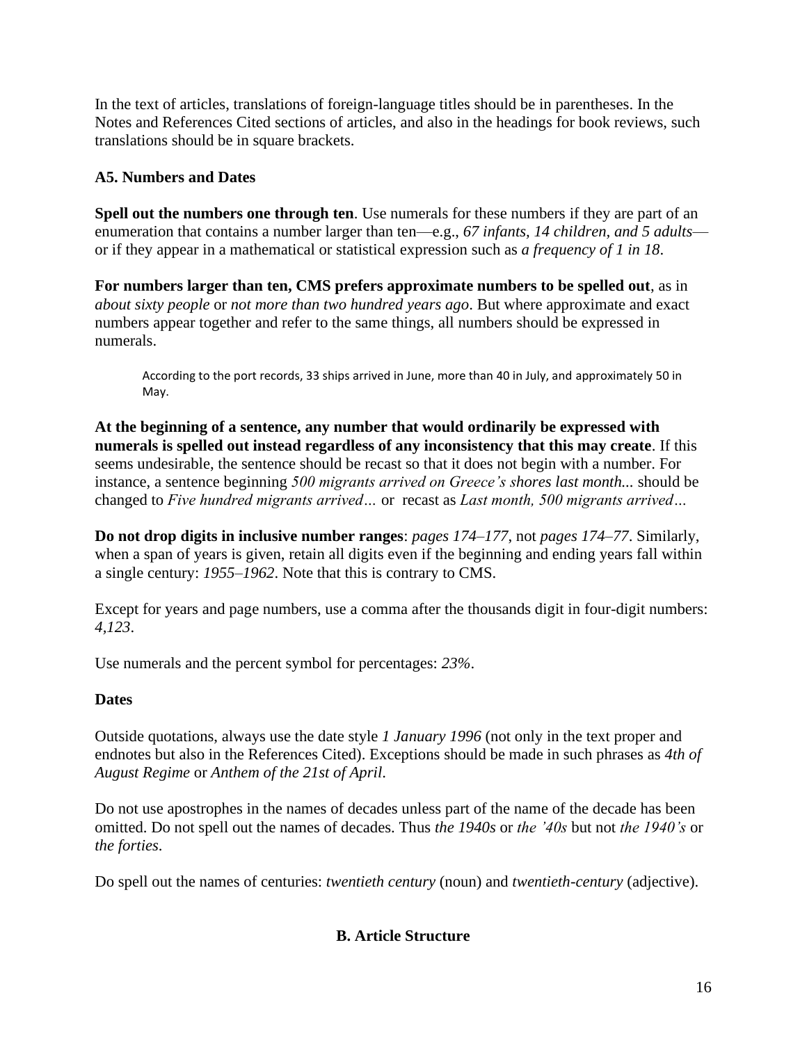In the text of articles, translations of foreign-language titles should be in parentheses. In the Notes and References Cited sections of articles, and also in the headings for book reviews, such translations should be in square brackets.

### A5. Numbers and Dates

**Spell out the numbers one through ten**. Use numerals for these numbers if they are part of an enumeration that contains a number larger than ten—e.g., *67 infants, 14 children, and 5 adults*—or if they appear in a mathematical or statistical expression such as *a frequency of 1 in 18*.

**For numbers larger than ten, CMS prefers approximate numbers to be spelled out**, as in *about sixty people* or *not more than two hundred years ago*. But where approximate and exact numbers appear together and refer to the same things, all numbers should be expressed in numerals.

> According to the port records, 33 ships arrived in June, more than 40 in July, and approximately 50 in May.

**At the beginning of a sentence, any number that would ordinarily be expressed with numerals is spelled out instead regardless of any inconsistency that this may create**. If this seems undesirable, the sentence should be recast so that it does not begin with a number. For instance, a sentence beginning *500 migrants arrived on Greece's shores last month...* should be changed to *Five hundred migrants arrived…* or recast as *Last month, 500 migrants arrived…*

**Do not drop digits in inclusive number ranges**: *pages 174–177*, not *pages 174–77*. Similarly, when a span of years is given, retain all digits even if the beginning and ending years fall within a single century: *1955–1962*. Note that this is contrary to CMS.

Except for years and page numbers, use a comma after the thousands digit in four-digit numbers: *4,123*.

Use numerals and the percent symbol for percentages: *23%*.

**Dates**

Outside quotations, always use the date style *1 January 1996* (not only in the text proper and endnotes but also in the References Cited). Exceptions should be made in such phrases as *4th of August Regime* or *Anthem of the 21st of April*.

Do not use apostrophes in the names of decades unless part of the name of the decade has been omitted. Do not spell out the names of decades. Thus *the 1940s* or *the '40s* but not *the 1940's* or *the forties*.

Do spell out the names of centuries: *twentieth century* (noun) and *twentieth-century* (adjective).

## B. Article Structure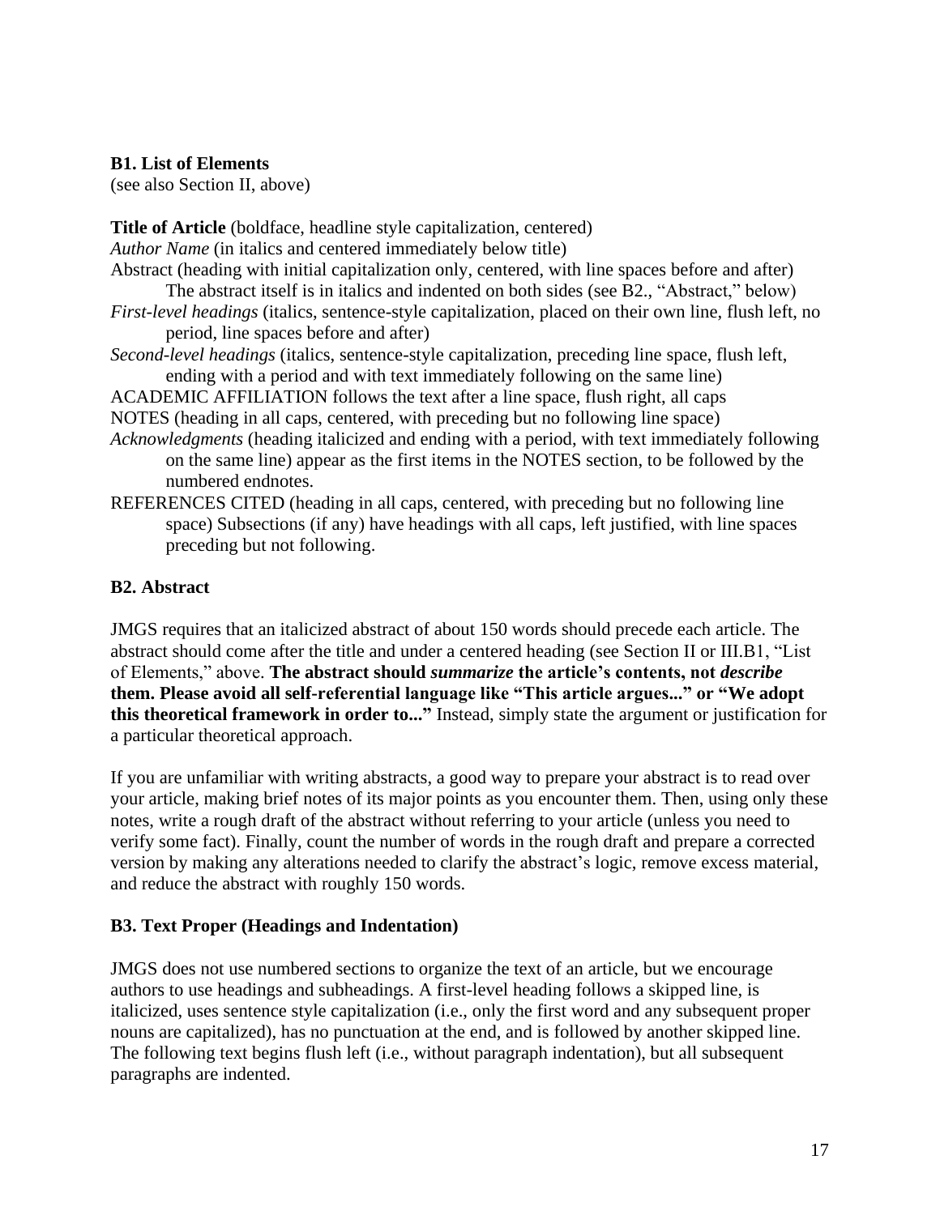**B1. List of Elements**

(see also Section II, above)

**Title of Article** (boldface, headline style capitalization, centered)

*Author Name* (in italics and centered immediately below title)

Abstract (heading with initial capitalization only, centered, with line spaces before and after)
The abstract itself is in italics and indented on both sides (see B2., "Abstract," below)

*First-level headings* (italics, sentence-style capitalization, placed on their own line, flush left, no period, line spaces before and after)

*Second-level headings* (italics, sentence-style capitalization, preceding line space, flush left, ending with a period and with text immediately following on the same line)

ACADEMIC AFFILIATION follows the text after a line space, flush right, all caps

NOTES (heading in all caps, centered, with preceding but no following line space)

*Acknowledgments* (heading italicized and ending with a period, with text immediately following on the same line) appear as the first items in the NOTES section, to be followed by the numbered endnotes.

REFERENCES CITED (heading in all caps, centered, with preceding but no following line space) Subsections (if any) have headings with all caps, left justified, with line spaces preceding but not following.

**B2. Abstract**

JMGS requires that an italicized abstract of about 150 words should precede each article. The abstract should come after the title and under a centered heading (see Section II or III.B1, "List of Elements," above. **The abstract should *summarize* the article's contents, not *describe* them. Please avoid all self-referential language like "This article argues..." or "We adopt this theoretical framework in order to..."** Instead, simply state the argument or justification for a particular theoretical approach.

If you are unfamiliar with writing abstracts, a good way to prepare your abstract is to read over your article, making brief notes of its major points as you encounter them. Then, using only these notes, write a rough draft of the abstract without referring to your article (unless you need to verify some fact). Finally, count the number of words in the rough draft and prepare a corrected version by making any alterations needed to clarify the abstract's logic, remove excess material, and reduce the abstract with roughly 150 words.

**B3. Text Proper (Headings and Indentation)**

JMGS does not use numbered sections to organize the text of an article, but we encourage authors to use headings and subheadings. A first-level heading follows a skipped line, is italicized, uses sentence style capitalization (i.e., only the first word and any subsequent proper nouns are capitalized), has no punctuation at the end, and is followed by another skipped line. The following text begins flush left (i.e., without paragraph indentation), but all subsequent paragraphs are indented.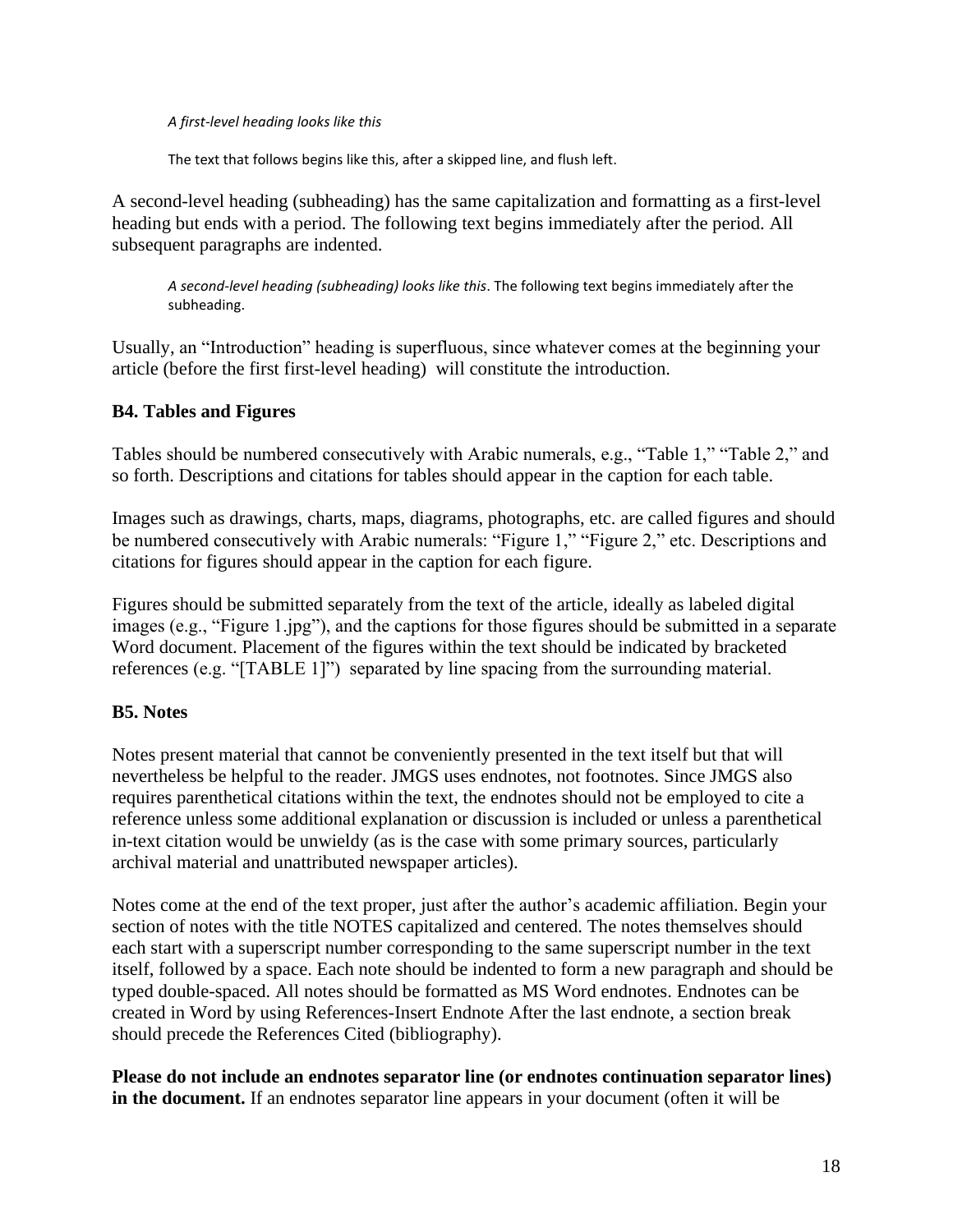> *A first-level heading looks like this*
>
> The text that follows begins like this, after a skipped line, and flush left.

A second-level heading (subheading) has the same capitalization and formatting as a first-level heading but ends with a period. The following text begins immediately after the period. All subsequent paragraphs are indented.

> *A second-level heading (subheading) looks like this*. The following text begins immediately after the subheading.

Usually, an "Introduction" heading is superfluous, since whatever comes at the beginning your article (before the first first-level heading) will constitute the introduction.

## B4. Tables and Figures

Tables should be numbered consecutively with Arabic numerals, e.g., "Table 1," "Table 2," and so forth. Descriptions and citations for tables should appear in the caption for each table.

Images such as drawings, charts, maps, diagrams, photographs, etc. are called figures and should be numbered consecutively with Arabic numerals: "Figure 1," "Figure 2," etc. Descriptions and citations for figures should appear in the caption for each figure.

Figures should be submitted separately from the text of the article, ideally as labeled digital images (e.g., "Figure 1.jpg"), and the captions for those figures should be submitted in a separate Word document. Placement of the figures within the text should be indicated by bracketed references (e.g. "[TABLE 1]") separated by line spacing from the surrounding material.

## B5. Notes

Notes present material that cannot be conveniently presented in the text itself but that will nevertheless be helpful to the reader. JMGS uses endnotes, not footnotes. Since JMGS also requires parenthetical citations within the text, the endnotes should not be employed to cite a reference unless some additional explanation or discussion is included or unless a parenthetical in-text citation would be unwieldy (as is the case with some primary sources, particularly archival material and unattributed newspaper articles).

Notes come at the end of the text proper, just after the author's academic affiliation. Begin your section of notes with the title NOTES capitalized and centered. The notes themselves should each start with a superscript number corresponding to the same superscript number in the text itself, followed by a space. Each note should be indented to form a new paragraph and should be typed double-spaced. All notes should be formatted as MS Word endnotes. Endnotes can be created in Word by using References-Insert Endnote After the last endnote, a section break should precede the References Cited (bibliography).

**Please do not include an endnotes separator line (or endnotes continuation separator lines) in the document.** If an endnotes separator line appears in your document (often it will be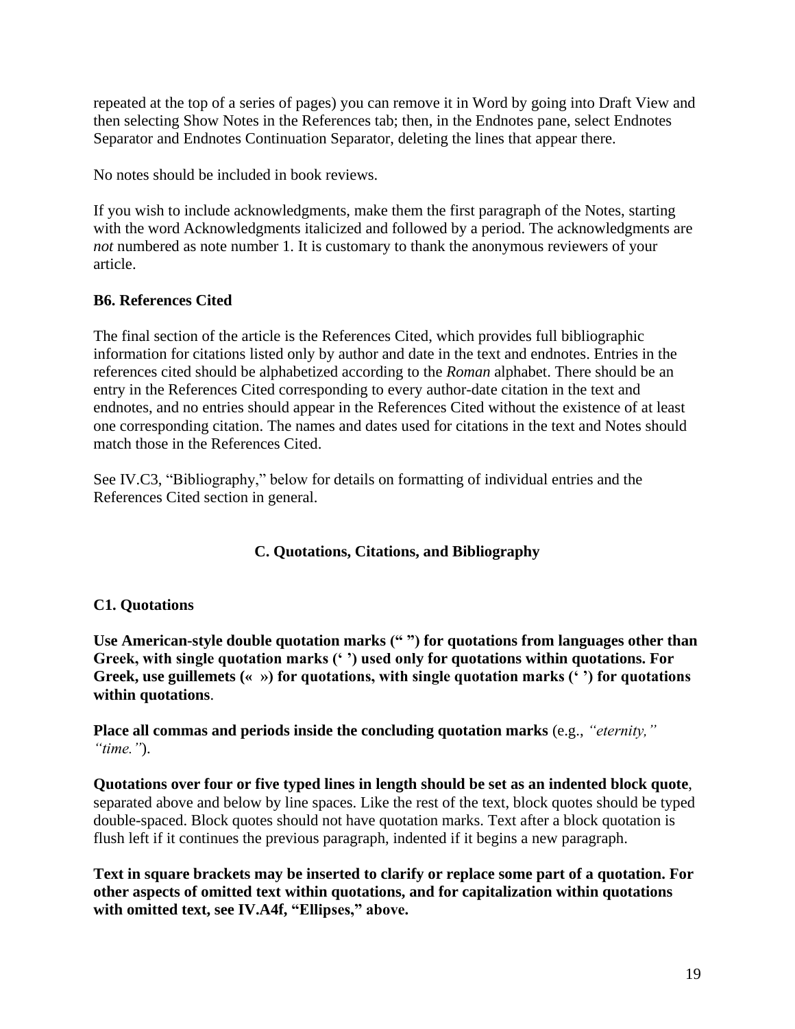repeated at the top of a series of pages) you can remove it in Word by going into Draft View and then selecting Show Notes in the References tab; then, in the Endnotes pane, select Endnotes Separator and Endnotes Continuation Separator, deleting the lines that appear there.

No notes should be included in book reviews.

If you wish to include acknowledgments, make them the first paragraph of the Notes, starting with the word Acknowledgments italicized and followed by a period. The acknowledgments are *not* numbered as note number 1. It is customary to thank the anonymous reviewers of your article.

### B6. References Cited

The final section of the article is the References Cited, which provides full bibliographic information for citations listed only by author and date in the text and endnotes. Entries in the references cited should be alphabetized according to the *Roman* alphabet. There should be an entry in the References Cited corresponding to every author-date citation in the text and endnotes, and no entries should appear in the References Cited without the existence of at least one corresponding citation. The names and dates used for citations in the text and Notes should match those in the References Cited.

See IV.C3, "Bibliography," below for details on formatting of individual entries and the References Cited section in general.

## C. Quotations, Citations, and Bibliography

### C1. Quotations

**Use American-style double quotation marks (" ") for quotations from languages other than Greek, with single quotation marks (' ') used only for quotations within quotations. For Greek, use guillemets (« ») for quotations, with single quotation marks (' ') for quotations within quotations**.

**Place all commas and periods inside the concluding quotation marks** (e.g., *"eternity," "time."*).

**Quotations over four or five typed lines in length should be set as an indented block quote**, separated above and below by line spaces. Like the rest of the text, block quotes should be typed double-spaced. Block quotes should not have quotation marks. Text after a block quotation is flush left if it continues the previous paragraph, indented if it begins a new paragraph.

**Text in square brackets may be inserted to clarify or replace some part of a quotation. For other aspects of omitted text within quotations, and for capitalization within quotations with omitted text, see IV.A4f, "Ellipses," above.**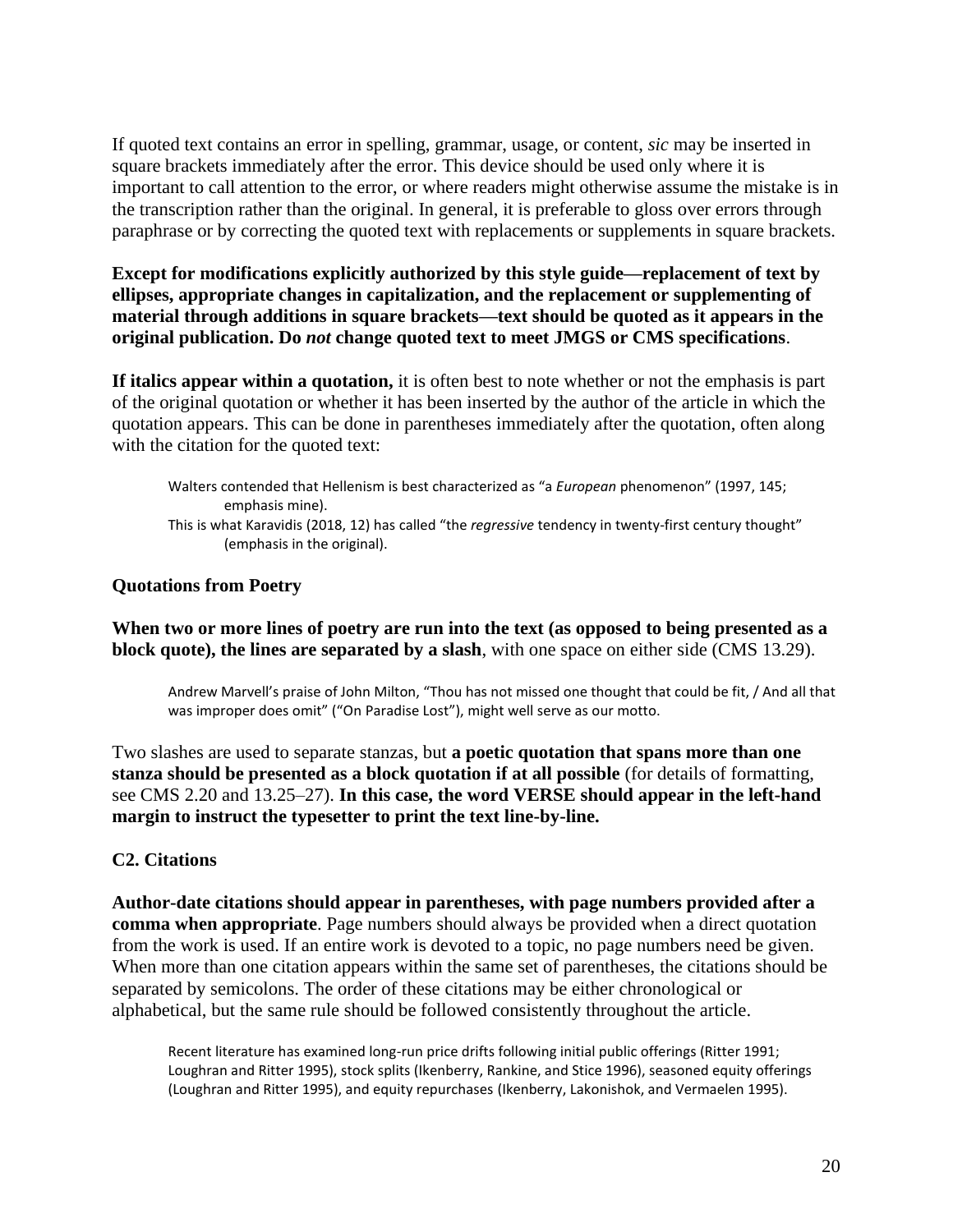If quoted text contains an error in spelling, grammar, usage, or content, *sic* may be inserted in square brackets immediately after the error. This device should be used only where it is important to call attention to the error, or where readers might otherwise assume the mistake is in the transcription rather than the original. In general, it is preferable to gloss over errors through paraphrase or by correcting the quoted text with replacements or supplements in square brackets.

**Except for modifications explicitly authorized by this style guide—replacement of text by ellipses, appropriate changes in capitalization, and the replacement or supplementing of material through additions in square brackets—text should be quoted as it appears in the original publication. Do *not* change quoted text to meet JMGS or CMS specifications**.

**If italics appear within a quotation,** it is often best to note whether or not the emphasis is part of the original quotation or whether it has been inserted by the author of the article in which the quotation appears. This can be done in parentheses immediately after the quotation, often along with the citation for the quoted text:

> Walters contended that Hellenism is best characterized as "a *European* phenomenon" (1997, 145; emphasis mine).
>
> This is what Karavidis (2018, 12) has called "the *regressive* tendency in twenty-first century thought" (emphasis in the original).

### Quotations from Poetry

**When two or more lines of poetry are run into the text (as opposed to being presented as a block quote), the lines are separated by a slash**, with one space on either side (CMS 13.29).

> Andrew Marvell's praise of John Milton, "Thou has not missed one thought that could be fit, / And all that was improper does omit" ("On Paradise Lost"), might well serve as our motto.

Two slashes are used to separate stanzas, but **a poetic quotation that spans more than one stanza should be presented as a block quotation if at all possible** (for details of formatting, see CMS 2.20 and 13.25–27). **In this case, the word VERSE should appear in the left-hand margin to instruct the typesetter to print the text line-by-line.**

### C2. Citations

**Author-date citations should appear in parentheses, with page numbers provided after a comma when appropriate**. Page numbers should always be provided when a direct quotation from the work is used. If an entire work is devoted to a topic, no page numbers need be given. When more than one citation appears within the same set of parentheses, the citations should be separated by semicolons. The order of these citations may be either chronological or alphabetical, but the same rule should be followed consistently throughout the article.

> Recent literature has examined long-run price drifts following initial public offerings (Ritter 1991; Loughran and Ritter 1995), stock splits (Ikenberry, Rankine, and Stice 1996), seasoned equity offerings (Loughran and Ritter 1995), and equity repurchases (Ikenberry, Lakonishok, and Vermaelen 1995).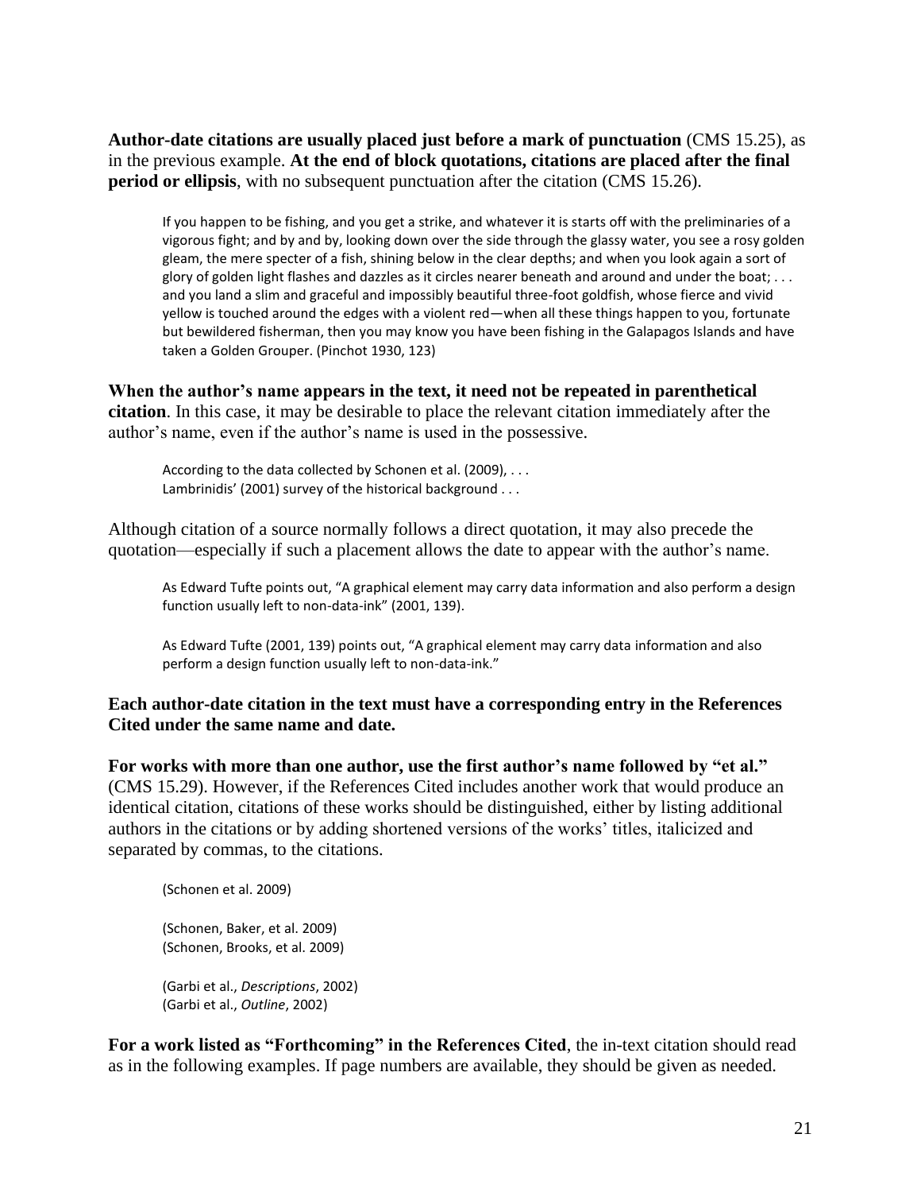**Author-date citations are usually placed just before a mark of punctuation** (CMS 15.25), as in the previous example. **At the end of block quotations, citations are placed after the final period or ellipsis**, with no subsequent punctuation after the citation (CMS 15.26).

> If you happen to be fishing, and you get a strike, and whatever it is starts off with the preliminaries of a vigorous fight; and by and by, looking down over the side through the glassy water, you see a rosy golden gleam, the mere specter of a fish, shining below in the clear depths; and when you look again a sort of glory of golden light flashes and dazzles as it circles nearer beneath and around and under the boat; . . . and you land a slim and graceful and impossibly beautiful three-foot goldfish, whose fierce and vivid yellow is touched around the edges with a violent red—when all these things happen to you, fortunate but bewildered fisherman, then you may know you have been fishing in the Galapagos Islands and have taken a Golden Grouper. (Pinchot 1930, 123)

**When the author's name appears in the text, it need not be repeated in parenthetical citation**. In this case, it may be desirable to place the relevant citation immediately after the author's name, even if the author's name is used in the possessive.

> According to the data collected by Schonen et al. (2009), . . .
> Lambrinidis' (2001) survey of the historical background . . .

Although citation of a source normally follows a direct quotation, it may also precede the quotation—especially if such a placement allows the date to appear with the author's name.

> As Edward Tufte points out, "A graphical element may carry data information and also perform a design function usually left to non-data-ink" (2001, 139).
>
> As Edward Tufte (2001, 139) points out, "A graphical element may carry data information and also perform a design function usually left to non-data-ink."

**Each author-date citation in the text must have a corresponding entry in the References Cited under the same name and date.**

**For works with more than one author, use the first author's name followed by "et al."** (CMS 15.29). However, if the References Cited includes another work that would produce an identical citation, citations of these works should be distinguished, either by listing additional authors in the citations or by adding shortened versions of the works' titles, italicized and separated by commas, to the citations.

> (Schonen et al. 2009)
>
> (Schonen, Baker, et al. 2009)
> (Schonen, Brooks, et al. 2009)
>
> (Garbi et al., *Descriptions*, 2002)
> (Garbi et al., *Outline*, 2002)

**For a work listed as "Forthcoming" in the References Cited**, the in-text citation should read as in the following examples. If page numbers are available, they should be given as needed.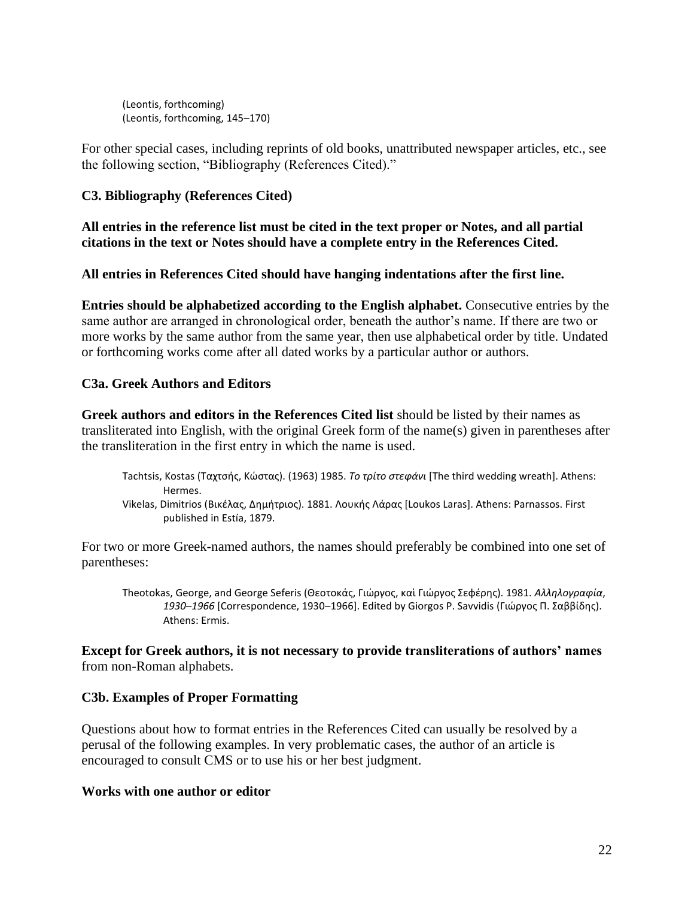(Leontis, forthcoming)
(Leontis, forthcoming, 145–170)

For other special cases, including reprints of old books, unattributed newspaper articles, etc., see the following section, "Bibliography (References Cited)."

### C3. Bibliography (References Cited)

**All entries in the reference list must be cited in the text proper or Notes, and all partial citations in the text or Notes should have a complete entry in the References Cited.**

**All entries in References Cited should have hanging indentations after the first line.**

**Entries should be alphabetized according to the English alphabet.** Consecutive entries by the same author are arranged in chronological order, beneath the author's name. If there are two or more works by the same author from the same year, then use alphabetical order by title. Undated or forthcoming works come after all dated works by a particular author or authors.

#### C3a. Greek Authors and Editors

**Greek authors and editors in the References Cited list** should be listed by their names as transliterated into English, with the original Greek form of the name(s) given in parentheses after the transliteration in the first entry in which the name is used.

> Tachtsis, Kostas (Ταχτσής, Κώστας). (1963) 1985. *Το τρίτο στεφάνι* [The third wedding wreath]. Athens: Hermes.
>
> Vikelas, Dimitrios (Βικέλας, Δημήτριος). 1881. Λουκής Λάρας [Loukos Laras]. Athens: Parnassos. First published in Estía, 1879.

For two or more Greek-named authors, the names should preferably be combined into one set of parentheses:

> Theotokas, George, and George Seferis (Θεοτοκάς, Γιώργος, καὶ Γιώργος Σεφέρης). 1981. *Αλληλογραφία, 1930–1966* [Correspondence, 1930–1966]. Edited by Giorgos P. Savvidis (Γιώργος Π. Σαββίδης). Athens: Ermis.

**Except for Greek authors, it is not necessary to provide transliterations of authors' names** from non-Roman alphabets.

#### C3b. Examples of Proper Formatting

Questions about how to format entries in the References Cited can usually be resolved by a perusal of the following examples. In very problematic cases, the author of an article is encouraged to consult CMS or to use his or her best judgment.

**Works with one author or editor**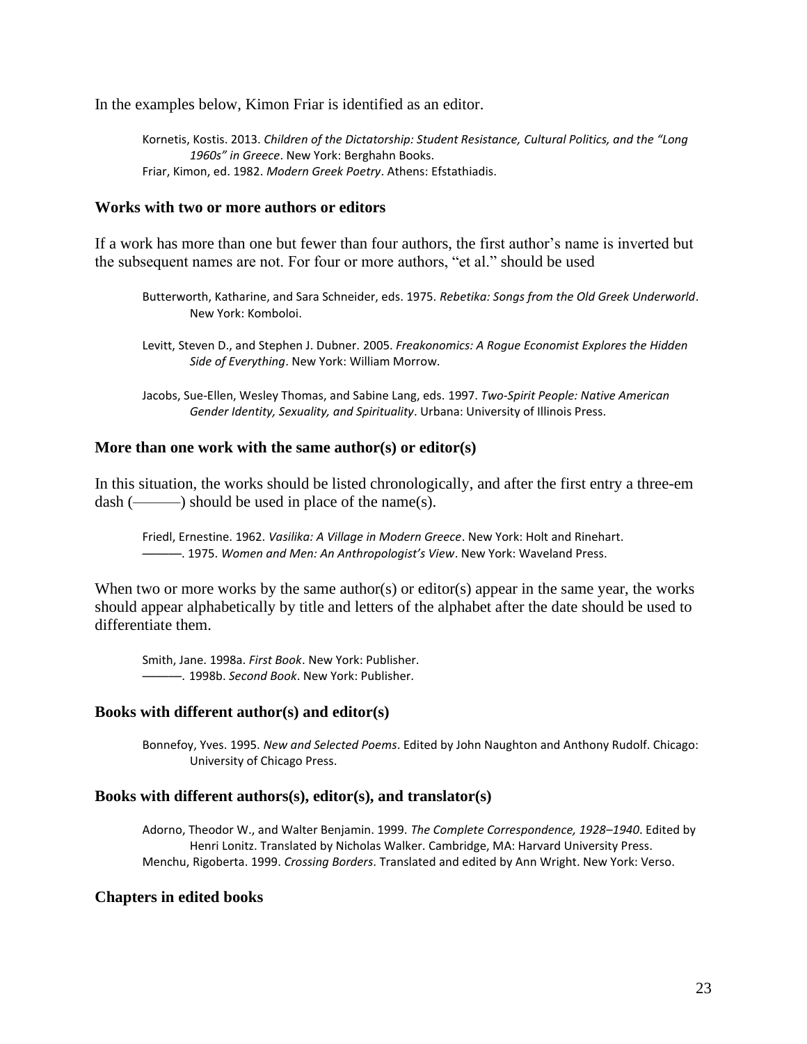In the examples below, Kimon Friar is identified as an editor.

> Kornetis, Kostis. 2013. *Children of the Dictatorship: Student Resistance, Cultural Politics, and the "Long 1960s" in Greece*. New York: Berghahn Books.
> Friar, Kimon, ed. 1982. *Modern Greek Poetry*. Athens: Efstathiadis.

### Works with two or more authors or editors

If a work has more than one but fewer than four authors, the first author's name is inverted but the subsequent names are not. For four or more authors, "et al." should be used

> Butterworth, Katharine, and Sara Schneider, eds. 1975. *Rebetika: Songs from the Old Greek Underworld*. New York: Komboloi.

> Levitt, Steven D., and Stephen J. Dubner. 2005. *Freakonomics: A Rogue Economist Explores the Hidden Side of Everything*. New York: William Morrow.

> Jacobs, Sue-Ellen, Wesley Thomas, and Sabine Lang, eds. 1997. *Two-Spirit People: Native American Gender Identity, Sexuality, and Spirituality*. Urbana: University of Illinois Press.

### More than one work with the same author(s) or editor(s)

In this situation, the works should be listed chronologically, and after the first entry a three-em dash (———) should be used in place of the name(s).

> Friedl, Ernestine. 1962. *Vasilika: A Village in Modern Greece*. New York: Holt and Rinehart.
> ———. 1975. *Women and Men: An Anthropologist's View*. New York: Waveland Press.

When two or more works by the same author(s) or editor(s) appear in the same year, the works should appear alphabetically by title and letters of the alphabet after the date should be used to differentiate them.

> Smith, Jane. 1998a. *First Book*. New York: Publisher.
> ———. 1998b. *Second Book*. New York: Publisher.

### Books with different author(s) and editor(s)

> Bonnefoy, Yves. 1995. *New and Selected Poems*. Edited by John Naughton and Anthony Rudolf. Chicago: University of Chicago Press.

### Books with different authors(s), editor(s), and translator(s)

> Adorno, Theodor W., and Walter Benjamin. 1999. *The Complete Correspondence, 1928–1940*. Edited by Henri Lonitz. Translated by Nicholas Walker. Cambridge, MA: Harvard University Press.
> Menchu, Rigoberta. 1999. *Crossing Borders*. Translated and edited by Ann Wright. New York: Verso.

### Chapters in edited books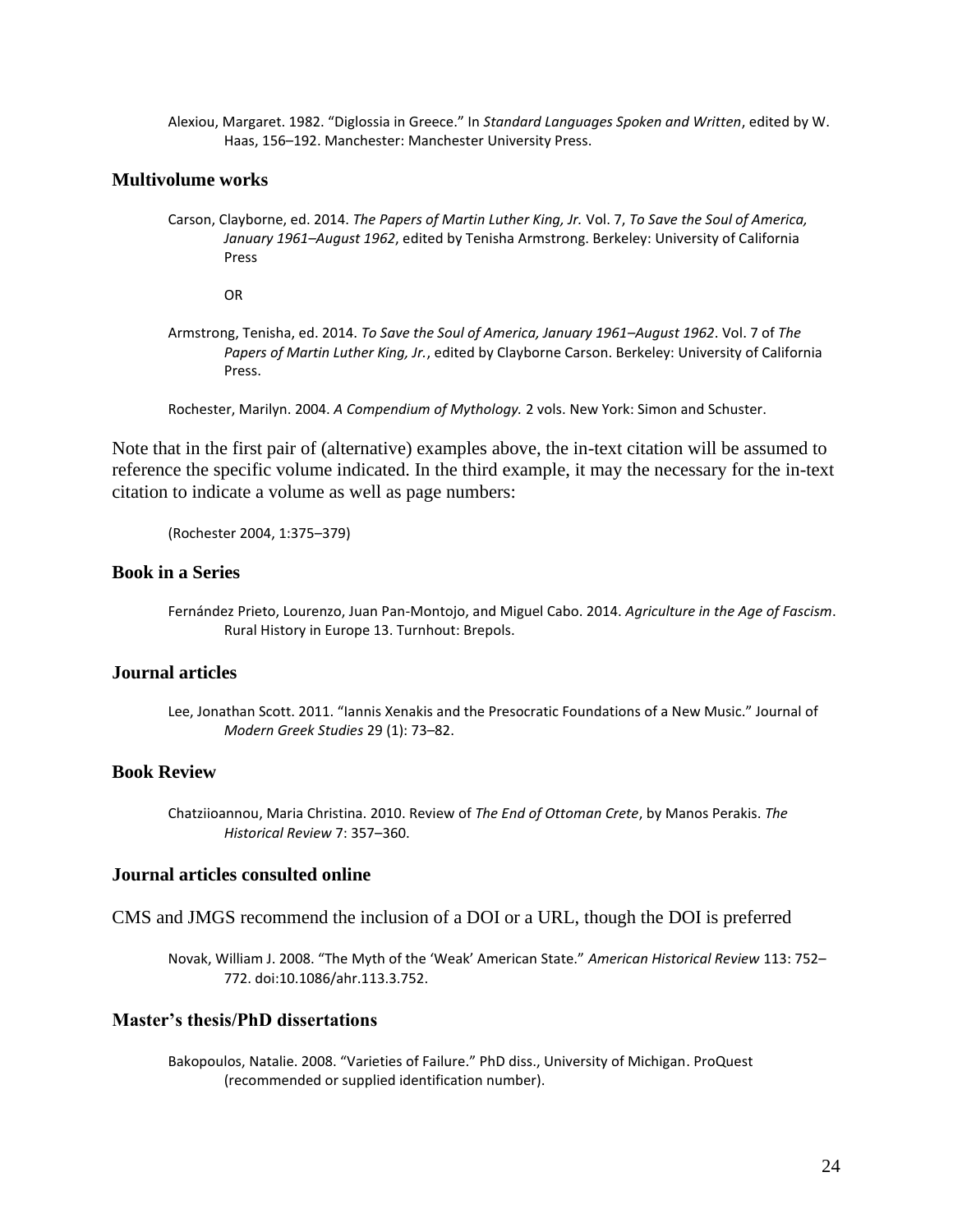Alexiou, Margaret. 1982. "Diglossia in Greece." In *Standard Languages Spoken and Written*, edited by W. Haas, 156–192. Manchester: Manchester University Press.

### Multivolume works

Carson, Clayborne, ed. 2014. *The Papers of Martin Luther King, Jr.* Vol. 7, *To Save the Soul of America, January 1961–August 1962*, edited by Tenisha Armstrong. Berkeley: University of California Press

OR

Armstrong, Tenisha, ed. 2014. *To Save the Soul of America, January 1961–August 1962*. Vol. 7 of *The Papers of Martin Luther King, Jr.*, edited by Clayborne Carson. Berkeley: University of California Press.

Rochester, Marilyn. 2004. *A Compendium of Mythology.* 2 vols. New York: Simon and Schuster.

Note that in the first pair of (alternative) examples above, the in-text citation will be assumed to reference the specific volume indicated. In the third example, it may the necessary for the in-text citation to indicate a volume as well as page numbers:

(Rochester 2004, 1:375–379)

### Book in a Series

Fernández Prieto, Lourenzo, Juan Pan-Montojo, and Miguel Cabo. 2014. *Agriculture in the Age of Fascism*. Rural History in Europe 13. Turnhout: Brepols.

### Journal articles

Lee, Jonathan Scott. 2011. "Iannis Xenakis and the Presocratic Foundations of a New Music." Journal of *Modern Greek Studies* 29 (1): 73–82.

### Book Review

Chatziioannou, Maria Christina. 2010. Review of *The End of Ottoman Crete*, by Manos Perakis. *The Historical Review* 7: 357–360.

### Journal articles consulted online

CMS and JMGS recommend the inclusion of a DOI or a URL, though the DOI is preferred

Novak, William J. 2008. "The Myth of the 'Weak' American State." *American Historical Review* 113: 752–772. doi:10.1086/ahr.113.3.752.

### Master's thesis/PhD dissertations

Bakopoulos, Natalie. 2008. "Varieties of Failure." PhD diss., University of Michigan. ProQuest (recommended or supplied identification number).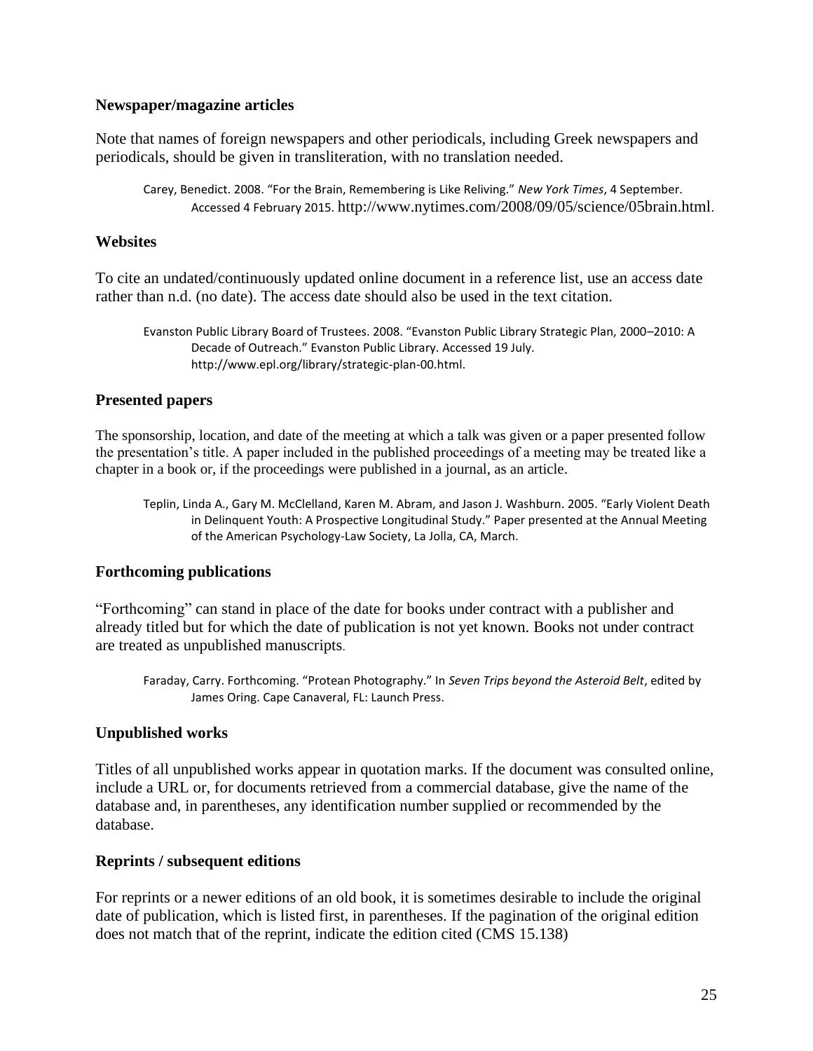### Newspaper/magazine articles

Note that names of foreign newspapers and other periodicals, including Greek newspapers and periodicals, should be given in transliteration, with no translation needed.

> Carey, Benedict. 2008. "For the Brain, Remembering is Like Reliving." *New York Times*, 4 September. Accessed 4 February 2015. http://www.nytimes.com/2008/09/05/science/05brain.html.

### Websites

To cite an undated/continuously updated online document in a reference list, use an access date rather than n.d. (no date). The access date should also be used in the text citation.

> Evanston Public Library Board of Trustees. 2008. "Evanston Public Library Strategic Plan, 2000–2010: A Decade of Outreach." Evanston Public Library. Accessed 19 July. http://www.epl.org/library/strategic-plan-00.html.

### Presented papers

The sponsorship, location, and date of the meeting at which a talk was given or a paper presented follow the presentation's title. A paper included in the published proceedings of a meeting may be treated like a chapter in a book or, if the proceedings were published in a journal, as an article.

> Teplin, Linda A., Gary M. McClelland, Karen M. Abram, and Jason J. Washburn. 2005. "Early Violent Death in Delinquent Youth: A Prospective Longitudinal Study." Paper presented at the Annual Meeting of the American Psychology-Law Society, La Jolla, CA, March.

### Forthcoming publications

"Forthcoming" can stand in place of the date for books under contract with a publisher and already titled but for which the date of publication is not yet known. Books not under contract are treated as unpublished manuscripts.

> Faraday, Carry. Forthcoming. "Protean Photography." In *Seven Trips beyond the Asteroid Belt*, edited by James Oring. Cape Canaveral, FL: Launch Press.

### Unpublished works

Titles of all unpublished works appear in quotation marks. If the document was consulted online, include a URL or, for documents retrieved from a commercial database, give the name of the database and, in parentheses, any identification number supplied or recommended by the database.

### Reprints / subsequent editions

For reprints or a newer editions of an old book, it is sometimes desirable to include the original date of publication, which is listed first, in parentheses. If the pagination of the original edition does not match that of the reprint, indicate the edition cited (CMS 15.138)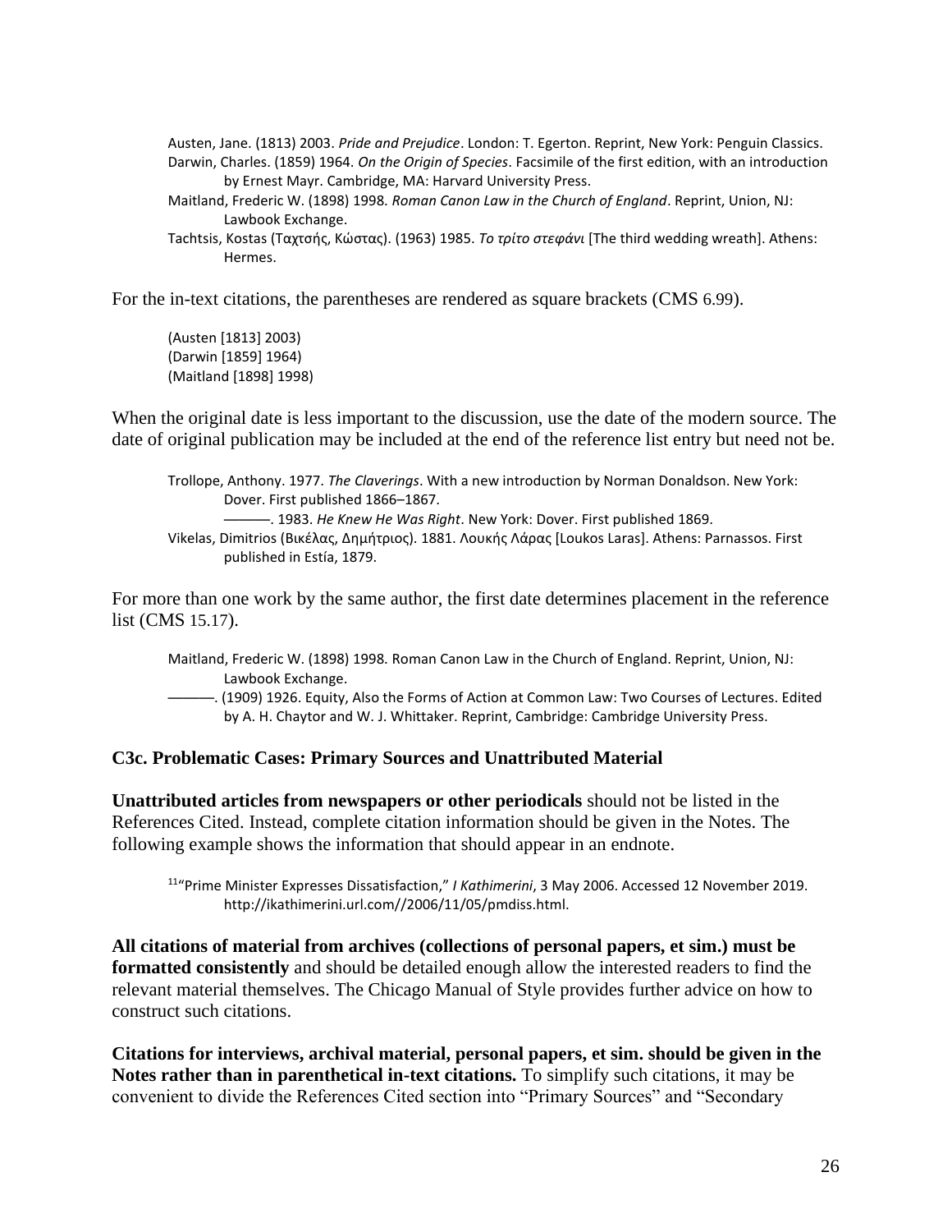Austen, Jane. (1813) 2003. *Pride and Prejudice*. London: T. Egerton. Reprint, New York: Penguin Classics.

Darwin, Charles. (1859) 1964. *On the Origin of Species*. Facsimile of the first edition, with an introduction by Ernest Mayr. Cambridge, MA: Harvard University Press.

Maitland, Frederic W. (1898) 1998. *Roman Canon Law in the Church of England*. Reprint, Union, NJ: Lawbook Exchange.

Tachtsis, Kostas (Ταχτσής, Κώστας). (1963) 1985. *Το τρίτο στεφάνι* [The third wedding wreath]. Athens: Hermes.

For the in-text citations, the parentheses are rendered as square brackets (CMS 6.99).

(Austen [1813] 2003)
(Darwin [1859] 1964)
(Maitland [1898] 1998)

When the original date is less important to the discussion, use the date of the modern source. The date of original publication may be included at the end of the reference list entry but need not be.

Trollope, Anthony. 1977. *The Claverings*. With a new introduction by Norman Donaldson. New York: Dover. First published 1866–1867.

———. 1983. *He Knew He Was Right*. New York: Dover. First published 1869.

Vikelas, Dimitrios (Βικέλας, Δημήτριος). 1881. Λουκής Λάρας [Loukos Laras]. Athens: Parnassos. First published in Estía, 1879.

For more than one work by the same author, the first date determines placement in the reference list (CMS 15.17).

Maitland, Frederic W. (1898) 1998. Roman Canon Law in the Church of England. Reprint, Union, NJ: Lawbook Exchange.

———. (1909) 1926. Equity, Also the Forms of Action at Common Law: Two Courses of Lectures. Edited by A. H. Chaytor and W. J. Whittaker. Reprint, Cambridge: Cambridge University Press.

### C3c. Problematic Cases: Primary Sources and Unattributed Material

**Unattributed articles from newspapers or other periodicals** should not be listed in the References Cited. Instead, complete citation information should be given in the Notes. The following example shows the information that should appear in an endnote.

[11]"Prime Minister Expresses Dissatisfaction," *I Kathimerini*, 3 May 2006. Accessed 12 November 2019. http://ikathimerini.url.com//2006/11/05/pmdiss.html.

**All citations of material from archives (collections of personal papers, et sim.) must be formatted consistently** and should be detailed enough allow the interested readers to find the relevant material themselves. The Chicago Manual of Style provides further advice on how to construct such citations.

**Citations for interviews, archival material, personal papers, et sim. should be given in the Notes rather than in parenthetical in-text citations.** To simplify such citations, it may be convenient to divide the References Cited section into "Primary Sources" and "Secondary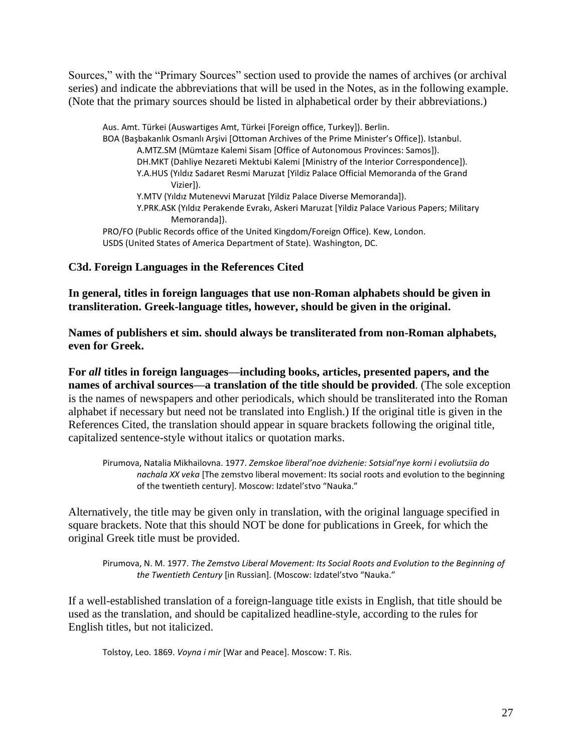Sources," with the "Primary Sources" section used to provide the names of archives (or archival series) and indicate the abbreviations that will be used in the Notes, as in the following example. (Note that the primary sources should be listed in alphabetical order by their abbreviations.)

> Aus. Amt. Türkei (Auswartiges Amt, Türkei [Foreign office, Turkey]). Berlin.
>
> BOA (Başbakanlık Osmanlı Arşivi [Ottoman Archives of the Prime Minister's Office]). Istanbul.
>
> > A.MTZ.SM (Mümtaze Kalemi Sisam [Office of Autonomous Provinces: Samos]).
> >
> > DH.MKT (Dahliye Nezareti Mektubi Kalemi [Ministry of the Interior Correspondence]).
> >
> > Y.A.HUS (Yıldız Sadaret Resmi Maruzat [Yildiz Palace Official Memoranda of the Grand Vizier]).
> >
> > Y.MTV (Yıldız Mutenevvi Maruzat [Yildiz Palace Diverse Memoranda]).
> >
> > Y.PRK.ASK (Yıldız Perakende Evrakı, Askeri Maruzat [Yildiz Palace Various Papers; Military Memoranda]).
>
> PRO/FO (Public Records office of the United Kingdom/Foreign Office). Kew, London.
>
> USDS (United States of America Department of State). Washington, DC.

### C3d. Foreign Languages in the References Cited

**In general, titles in foreign languages that use non-Roman alphabets should be given in transliteration. Greek-language titles, however, should be given in the original.**

**Names of publishers et sim. should always be transliterated from non-Roman alphabets, even for Greek.**

**For *all* titles in foreign languages—including books, articles, presented papers, and the names of archival sources—a translation of the title should be provided**. (The sole exception is the names of newspapers and other periodicals, which should be transliterated into the Roman alphabet if necessary but need not be translated into English.) If the original title is given in the References Cited, the translation should appear in square brackets following the original title, capitalized sentence-style without italics or quotation marks.

> Pirumova, Natalia Mikhailovna. 1977. *Zemskoe liberal'noe dvizhenie: Sotsial'nye korni i evoliutsiia do nachala XX veka* [The zemstvo liberal movement: Its social roots and evolution to the beginning of the twentieth century]. Moscow: Izdatel'stvo "Nauka."

Alternatively, the title may be given only in translation, with the original language specified in square brackets. Note that this should NOT be done for publications in Greek, for which the original Greek title must be provided.

> Pirumova, N. M. 1977. *The Zemstvo Liberal Movement: Its Social Roots and Evolution to the Beginning of the Twentieth Century* [in Russian]. (Moscow: Izdatel'stvo "Nauka."

If a well-established translation of a foreign-language title exists in English, that title should be used as the translation, and should be capitalized headline-style, according to the rules for English titles, but not italicized.

> Tolstoy, Leo. 1869. *Voyna i mir* [War and Peace]. Moscow: T. Ris.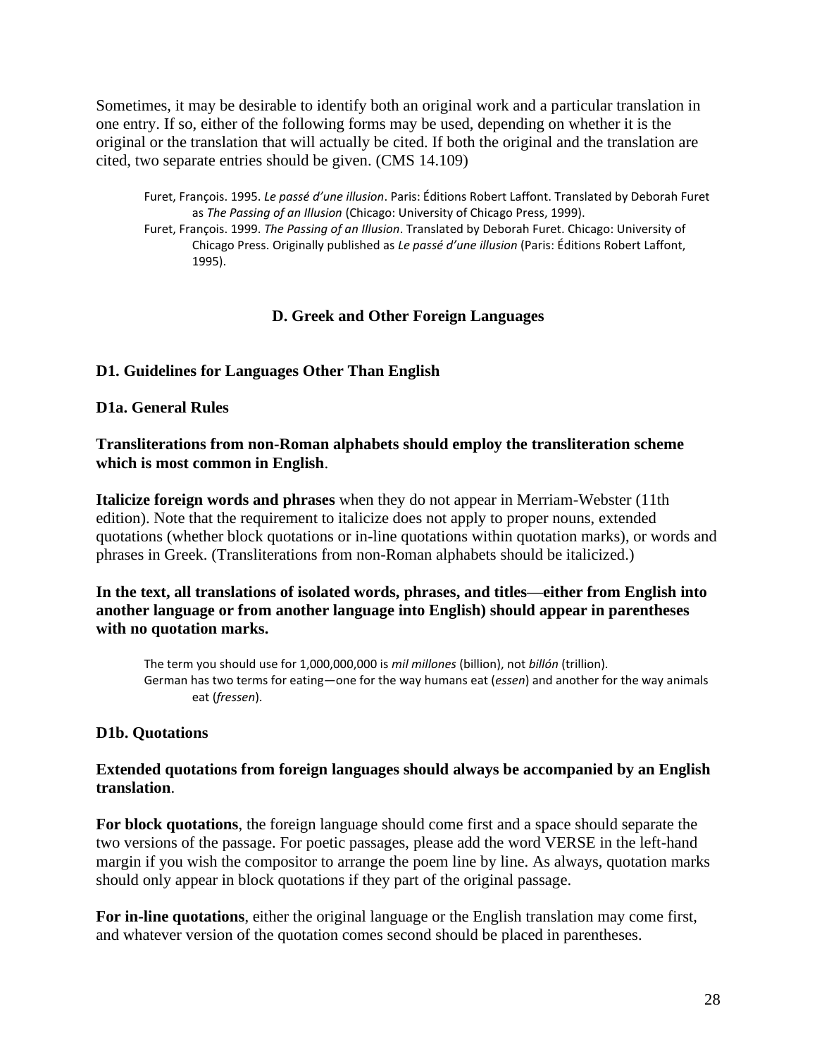Sometimes, it may be desirable to identify both an original work and a particular translation in one entry. If so, either of the following forms may be used, depending on whether it is the original or the translation that will actually be cited. If both the original and the translation are cited, two separate entries should be given. (CMS 14.109)

> Furet, François. 1995. *Le passé d'une illusion*. Paris: Éditions Robert Laffont. Translated by Deborah Furet as *The Passing of an Illusion* (Chicago: University of Chicago Press, 1999).
>
> Furet, François. 1999. *The Passing of an Illusion*. Translated by Deborah Furet. Chicago: University of Chicago Press. Originally published as *Le passé d'une illusion* (Paris: Éditions Robert Laffont, 1995).

## D. Greek and Other Foreign Languages

### D1. Guidelines for Languages Other Than English

#### D1a. General Rules

**Transliterations from non-Roman alphabets should employ the transliteration scheme which is most common in English**.

**Italicize foreign words and phrases** when they do not appear in Merriam-Webster (11th edition). Note that the requirement to italicize does not apply to proper nouns, extended quotations (whether block quotations or in-line quotations within quotation marks), or words and phrases in Greek. (Transliterations from non-Roman alphabets should be italicized.)

**In the text, all translations of isolated words, phrases, and titles—either from English into another language or from another language into English) should appear in parentheses with no quotation marks.**

> The term you should use for 1,000,000,000 is *mil millones* (billion), not *billón* (trillion).
>
> German has two terms for eating—one for the way humans eat (*essen*) and another for the way animals eat (*fressen*).

#### D1b. Quotations

**Extended quotations from foreign languages should always be accompanied by an English translation**.

**For block quotations**, the foreign language should come first and a space should separate the two versions of the passage. For poetic passages, please add the word VERSE in the left-hand margin if you wish the compositor to arrange the poem line by line. As always, quotation marks should only appear in block quotations if they part of the original passage.

**For in-line quotations**, either the original language or the English translation may come first, and whatever version of the quotation comes second should be placed in parentheses.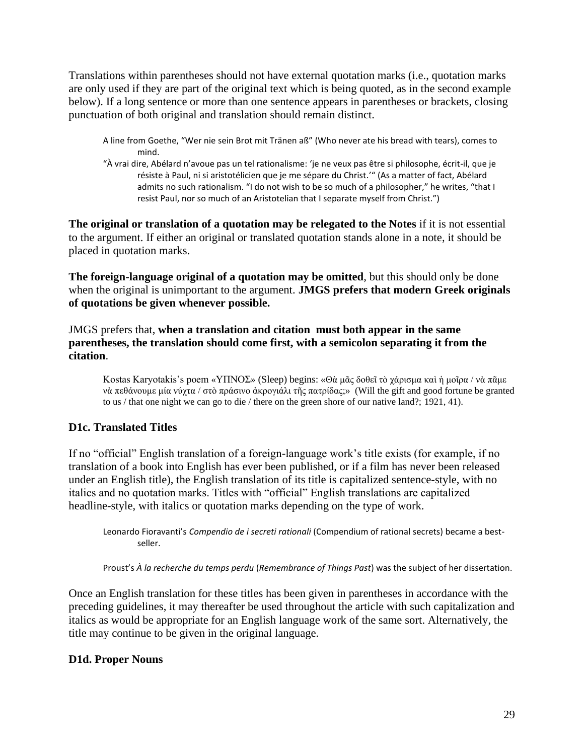Translations within parentheses should not have external quotation marks (i.e., quotation marks are only used if they are part of the original text which is being quoted, as in the second example below). If a long sentence or more than one sentence appears in parentheses or brackets, closing punctuation of both original and translation should remain distinct.

> A line from Goethe, "Wer nie sein Brot mit Tränen aß" (Who never ate his bread with tears), comes to mind.
>
> "À vrai dire, Abélard n'avoue pas un tel rationalisme: 'je ne veux pas être si philosophe, écrit-il, que je résiste à Paul, ni si aristotélicien que je me sépare du Christ.'" (As a matter of fact, Abélard admits no such rationalism. "I do not wish to be so much of a philosopher," he writes, "that I resist Paul, nor so much of an Aristotelian that I separate myself from Christ.")

**The original or translation of a quotation may be relegated to the Notes** if it is not essential to the argument. If either an original or translated quotation stands alone in a note, it should be placed in quotation marks.

**The foreign-language original of a quotation may be omitted**, but this should only be done when the original is unimportant to the argument. **JMGS prefers that modern Greek originals of quotations be given whenever possible.**

JMGS prefers that, **when a translation and citation must both appear in the same parentheses, the translation should come first, with a semicolon separating it from the citation**.

> Kostas Karyotakis's poem «ΥΠΝΟΣ» (Sleep) begins: «Θὰ μᾶς δοθεῖ τὸ χάρισμα καὶ ἡ μοῖρα / νὰ πᾶμε νὰ πεθάνουμε μία νύχτα / στὸ πράσινο ἀκρογιάλι τῆς πατρίδας;» (Will the gift and good fortune be granted to us / that one night we can go to die / there on the green shore of our native land?; 1921, 41).

### D1c. Translated Titles

If no "official" English translation of a foreign-language work's title exists (for example, if no translation of a book into English has ever been published, or if a film has never been released under an English title), the English translation of its title is capitalized sentence-style, with no italics and no quotation marks. Titles with "official" English translations are capitalized headline-style, with italics or quotation marks depending on the type of work.

> Leonardo Fioravanti's *Compendio de i secreti rationali* (Compendium of rational secrets) became a best-seller.
>
> Proust's *À la recherche du temps perdu* (*Remembrance of Things Past*) was the subject of her dissertation.

Once an English translation for these titles has been given in parentheses in accordance with the preceding guidelines, it may thereafter be used throughout the article with such capitalization and italics as would be appropriate for an English language work of the same sort. Alternatively, the title may continue to be given in the original language.

### D1d. Proper Nouns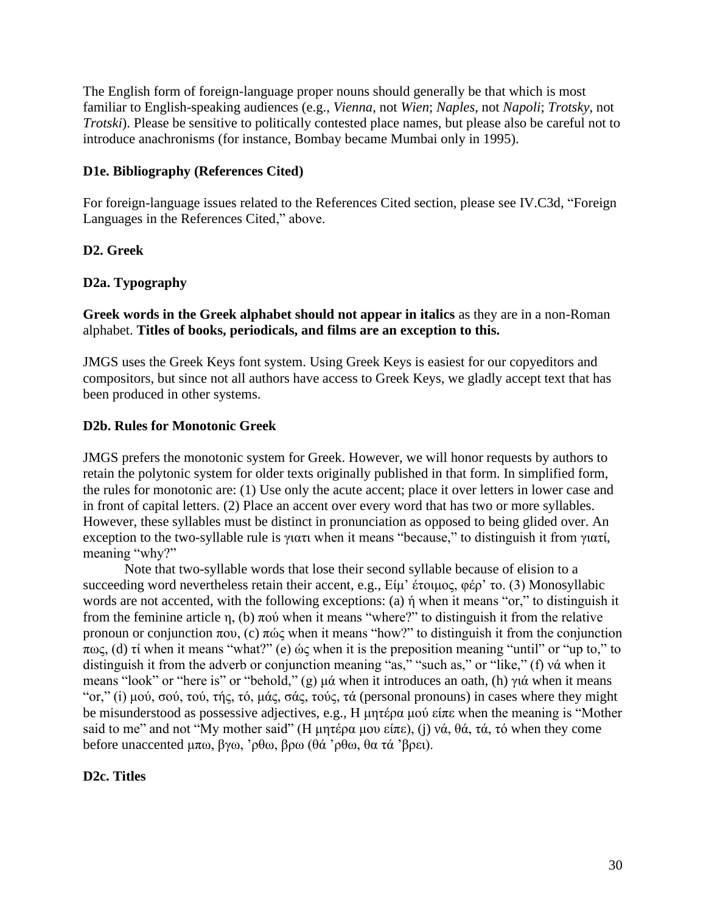The English form of foreign-language proper nouns should generally be that which is most familiar to English-speaking audiences (e.g., *Vienna*, not *Wien*; *Naples*, not *Napoli*; *Trotsky*, not *Trotski*). Please be sensitive to politically contested place names, but please also be careful not to introduce anachronisms (for instance, Bombay became Mumbai only in 1995).

**D1e. Bibliography (References Cited)**

For foreign-language issues related to the References Cited section, please see IV.C3d, "Foreign Languages in the References Cited," above.

**D2. Greek**

**D2a. Typography**

**Greek words in the Greek alphabet should not appear in italics** as they are in a non-Roman alphabet. **Titles of books, periodicals, and films are an exception to this.**

JMGS uses the Greek Keys font system. Using Greek Keys is easiest for our copyeditors and compositors, but since not all authors have access to Greek Keys, we gladly accept text that has been produced in other systems.

**D2b. Rules for Monotonic Greek**

JMGS prefers the monotonic system for Greek. However, we will honor requests by authors to retain the polytonic system for older texts originally published in that form. In simplified form, the rules for monotonic are: (1) Use only the acute accent; place it over letters in lower case and in front of capital letters. (2) Place an accent over every word that has two or more syllables. However, these syllables must be distinct in pronunciation as opposed to being glided over. An exception to the two-syllable rule is γιατι when it means "because," to distinguish it from γιατί, meaning "why?"

Note that two-syllable words that lose their second syllable because of elision to a succeeding word nevertheless retain their accent, e.g., Είμ' έτοιμος, φέρ' το. (3) Monosyllabic words are not accented, with the following exceptions: (a) ή when it means "or," to distinguish it from the feminine article η, (b) πού when it means "where?" to distinguish it from the relative pronoun or conjunction που, (c) πώς when it means "how?" to distinguish it from the conjunction πως, (d) τί when it means "what?" (e) ώς when it is the preposition meaning "until" or "up to," to distinguish it from the adverb or conjunction meaning "as," "such as," or "like," (f) νά when it means "look" or "here is" or "behold," (g) μά when it introduces an oath, (h) γιά when it means "or," (i) μού, σού, τού, τής, τό, μάς, σάς, τούς, τά (personal pronouns) in cases where they might be misunderstood as possessive adjectives, e.g., Η μητέρα μού είπε when the meaning is "Mother said to me" and not "My mother said" (Η μητέρα μου είπε), (j) νά, θά, τά, τό when they come before unaccented μπω, βγω, 'ρθω, βρω (θά 'ρθω, θα τά 'βρει).

**D2c. Titles**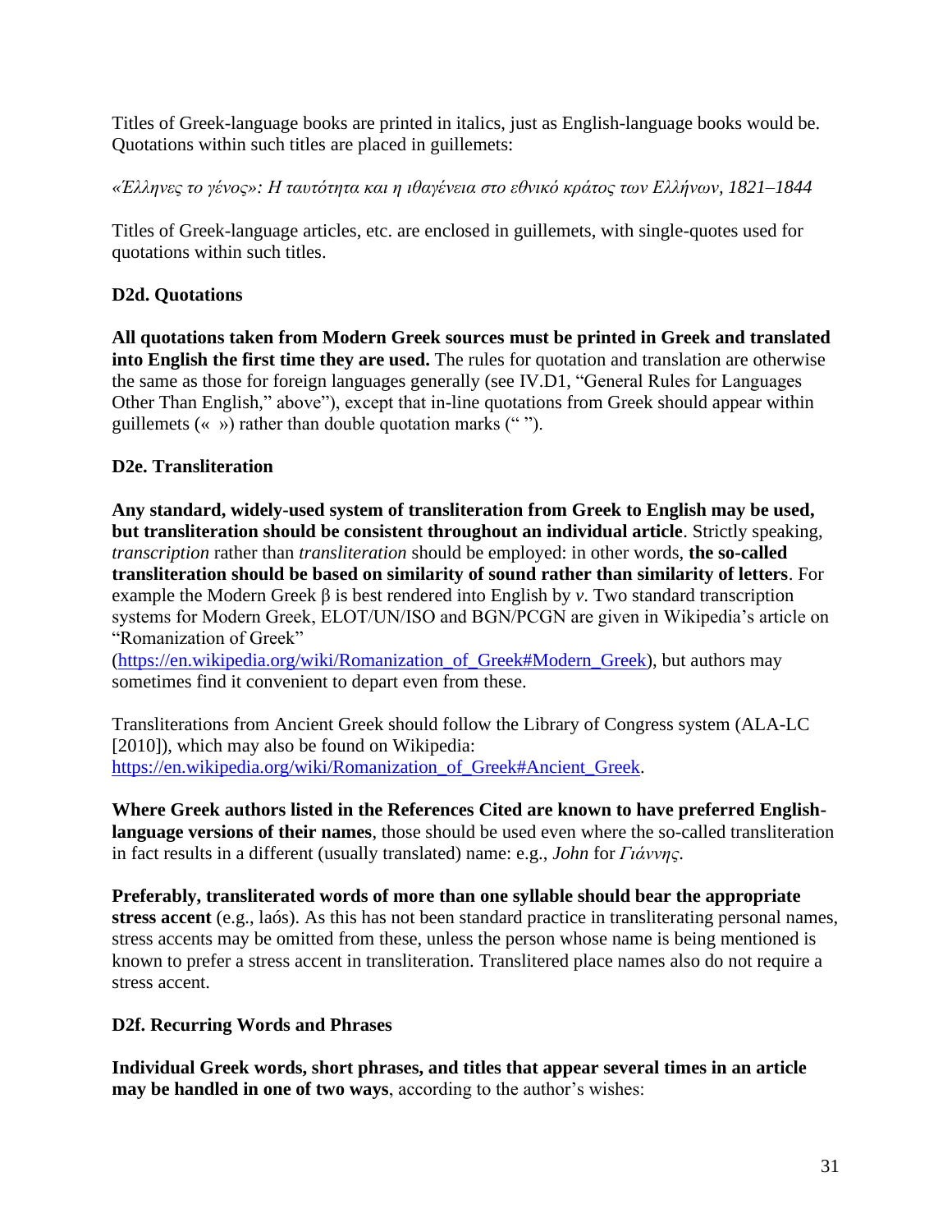Titles of Greek-language books are printed in italics, just as English-language books would be. Quotations within such titles are placed in guillemets:

*«Έλληνες το γένος»: Η ταυτότητα και η ιθαγένεια στο εθνικό κράτος των Ελλήνων, 1821–1844*

Titles of Greek-language articles, etc. are enclosed in guillemets, with single-quotes used for quotations within such titles.

**D2d. Quotations**

**All quotations taken from Modern Greek sources must be printed in Greek and translated into English the first time they are used.** The rules for quotation and translation are otherwise the same as those for foreign languages generally (see IV.D1, "General Rules for Languages Other Than English," above"), except that in-line quotations from Greek should appear within guillemets (« ») rather than double quotation marks (" ").

**D2e. Transliteration**

**Any standard, widely-used system of transliteration from Greek to English may be used, but transliteration should be consistent throughout an individual article**. Strictly speaking, *transcription* rather than *transliteration* should be employed: in other words, **the so-called transliteration should be based on similarity of sound rather than similarity of letters**. For example the Modern Greek β is best rendered into English by *v*. Two standard transcription systems for Modern Greek, ELOT/UN/ISO and BGN/PCGN are given in Wikipedia's article on "Romanization of Greek" (https://en.wikipedia.org/wiki/Romanization_of_Greek#Modern_Greek), but authors may sometimes find it convenient to depart even from these.

Transliterations from Ancient Greek should follow the Library of Congress system (ALA-LC [2010]), which may also be found on Wikipedia: https://en.wikipedia.org/wiki/Romanization_of_Greek#Ancient_Greek.

**Where Greek authors listed in the References Cited are known to have preferred English-language versions of their names**, those should be used even where the so-called transliteration in fact results in a different (usually translated) name: e.g., *John* for *Γιάννης*.

**Preferably, transliterated words of more than one syllable should bear the appropriate stress accent** (e.g., laós). As this has not been standard practice in transliterating personal names, stress accents may be omitted from these, unless the person whose name is being mentioned is known to prefer a stress accent in transliteration. Translitered place names also do not require a stress accent.

**D2f. Recurring Words and Phrases**

**Individual Greek words, short phrases, and titles that appear several times in an article may be handled in one of two ways**, according to the author's wishes: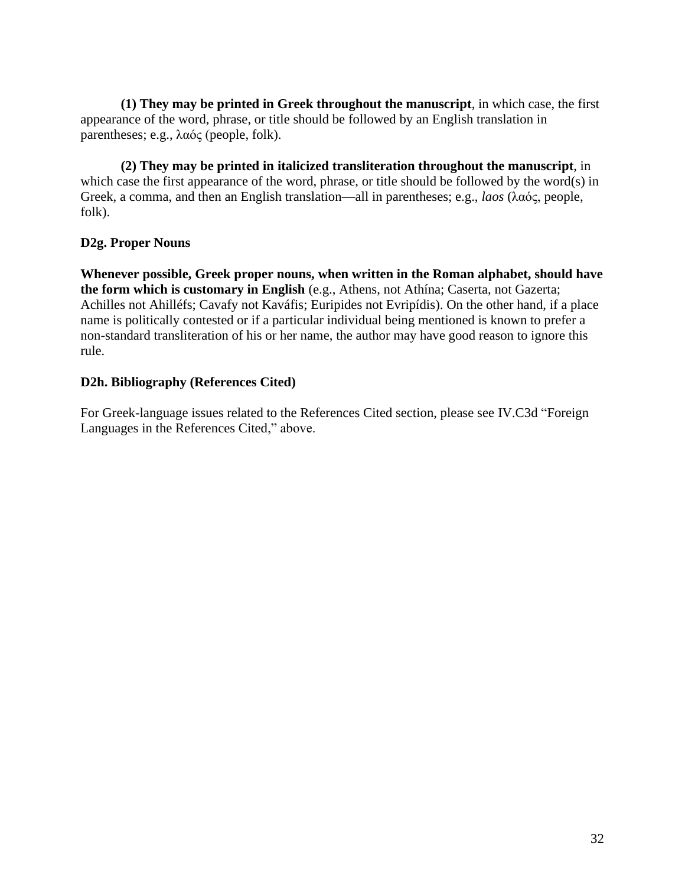**(1) They may be printed in Greek throughout the manuscript**, in which case, the first appearance of the word, phrase, or title should be followed by an English translation in parentheses; e.g., λαός (people, folk).

**(2) They may be printed in italicized transliteration throughout the manuscript**, in which case the first appearance of the word, phrase, or title should be followed by the word(s) in Greek, a comma, and then an English translation—all in parentheses; e.g., *laos* (λαός, people, folk).

### D2g. Proper Nouns

**Whenever possible, Greek proper nouns, when written in the Roman alphabet, should have the form which is customary in English** (e.g., Athens, not Athína; Caserta, not Gazerta; Achilles not Ahilléfs; Cavafy not Kaváfis; Euripides not Evripídis). On the other hand, if a place name is politically contested or if a particular individual being mentioned is known to prefer a non-standard transliteration of his or her name, the author may have good reason to ignore this rule.

### D2h. Bibliography (References Cited)

For Greek-language issues related to the References Cited section, please see IV.C3d "Foreign Languages in the References Cited," above.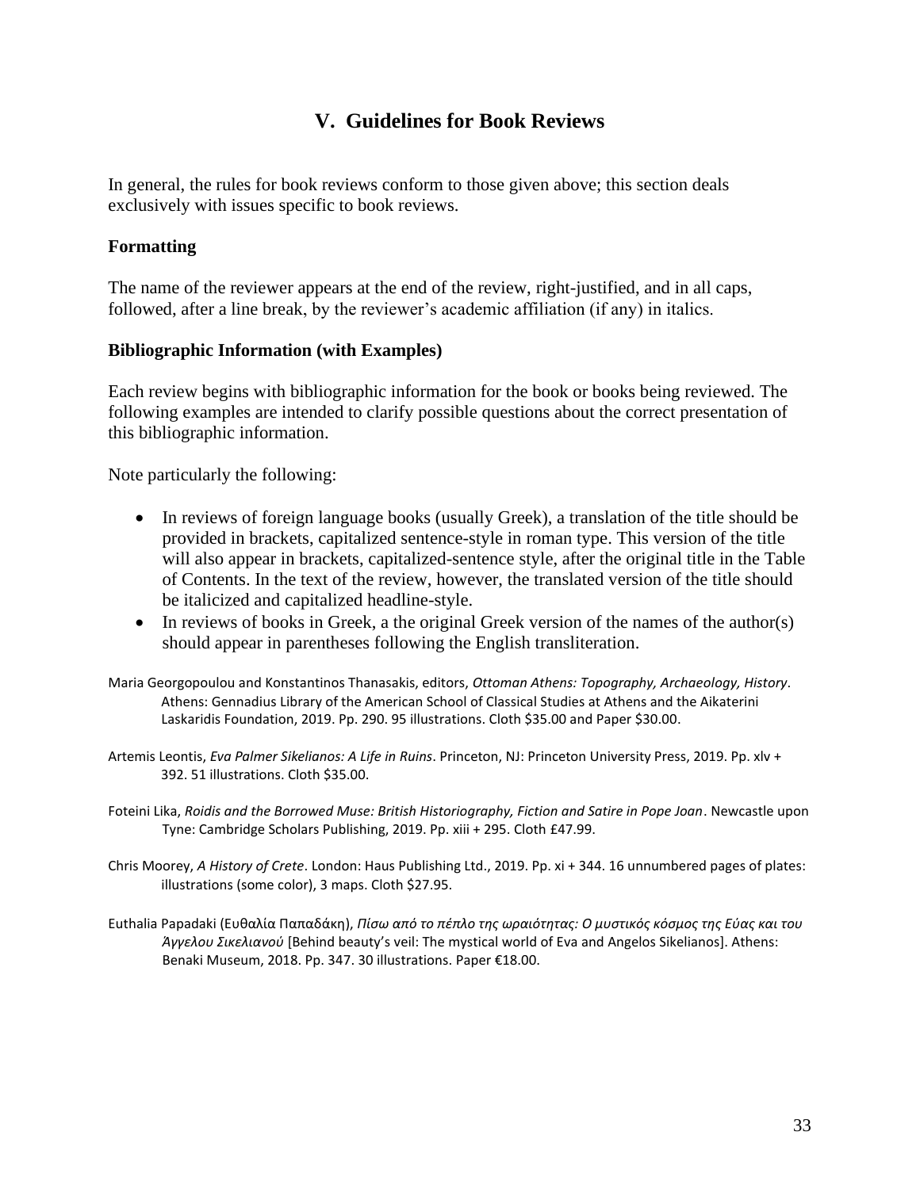## V. Guidelines for Book Reviews

In general, the rules for book reviews conform to those given above; this section deals exclusively with issues specific to book reviews.

### Formatting

The name of the reviewer appears at the end of the review, right-justified, and in all caps, followed, after a line break, by the reviewer's academic affiliation (if any) in italics.

### Bibliographic Information (with Examples)

Each review begins with bibliographic information for the book or books being reviewed. The following examples are intended to clarify possible questions about the correct presentation of this bibliographic information.

Note particularly the following:

- In reviews of foreign language books (usually Greek), a translation of the title should be provided in brackets, capitalized sentence-style in roman type. This version of the title will also appear in brackets, capitalized-sentence style, after the original title in the Table of Contents. In the text of the review, however, the translated version of the title should be italicized and capitalized headline-style.
- In reviews of books in Greek, a the original Greek version of the names of the author(s) should appear in parentheses following the English transliteration.

Maria Georgopoulou and Konstantinos Thanasakis, editors, *Ottoman Athens: Topography, Archaeology, History*. Athens: Gennadius Library of the American School of Classical Studies at Athens and the Aikaterini Laskaridis Foundation, 2019. Pp. 290. 95 illustrations. Cloth $35.00 and Paper $30.00.

Artemis Leontis, *Eva Palmer Sikelianos: A Life in Ruins*. Princeton, NJ: Princeton University Press, 2019. Pp. xlv + 392. 51 illustrations. Cloth $35.00.

Foteini Lika, *Roidis and the Borrowed Muse: British Historiography, Fiction and Satire in Pope Joan*. Newcastle upon Tyne: Cambridge Scholars Publishing, 2019. Pp. xiii + 295. Cloth £47.99.

Chris Moorey, *A History of Crete*. London: Haus Publishing Ltd., 2019. Pp. xi + 344. 16 unnumbered pages of plates: illustrations (some color), 3 maps. Cloth $27.95.

Euthalia Papadaki (Ευθαλία Παπαδάκη), *Πίσω από το πέπλο της ωραιότητας: Ο μυστικός κόσμος της Εύας και του Άγγελου Σικελιανού* [Behind beauty's veil: The mystical world of Eva and Angelos Sikelianos]. Athens: Benaki Museum, 2018. Pp. 347. 30 illustrations. Paper €18.00.